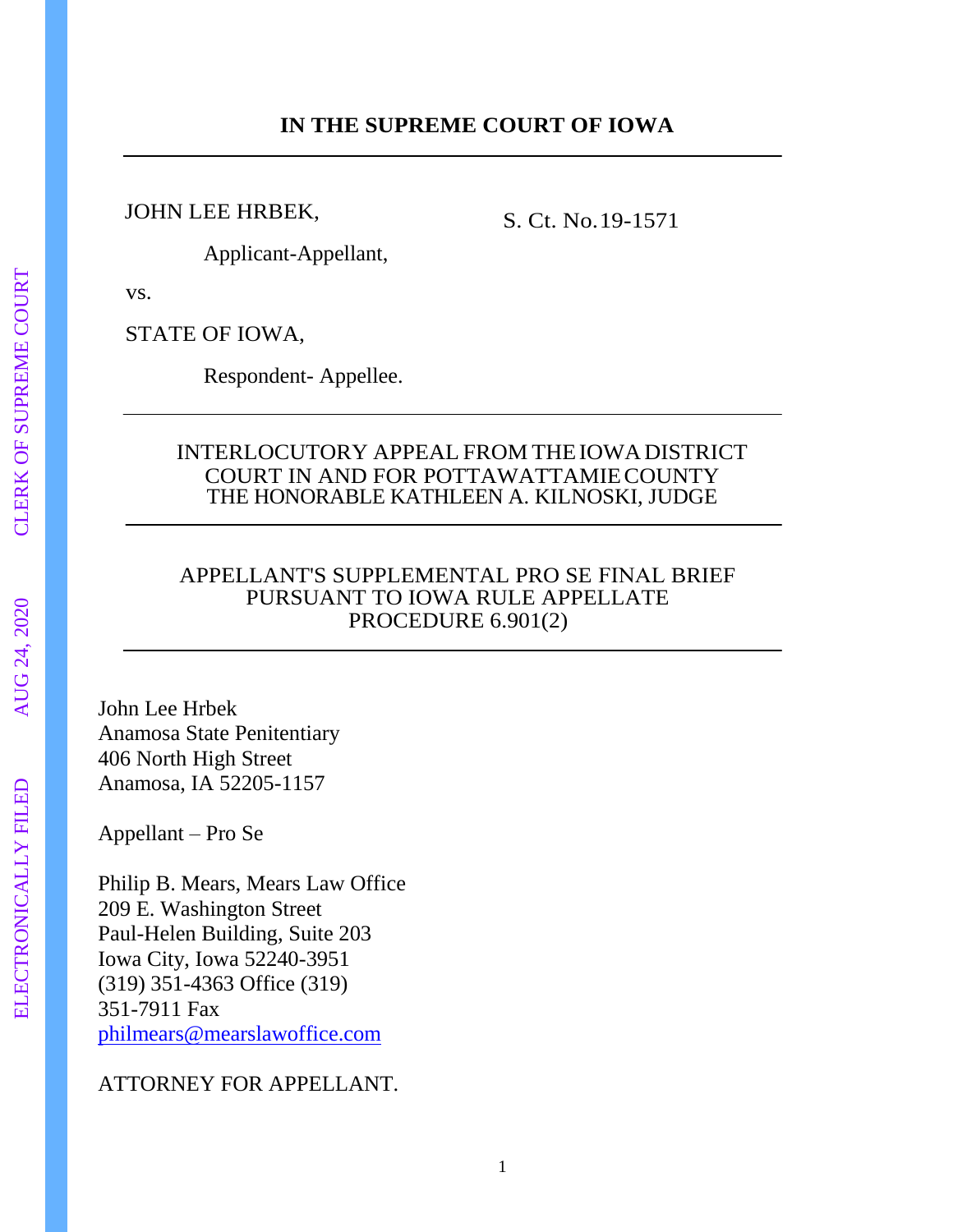**IN THE SUPREME COURT OF IOWA**

---

JOHN LEE HRBEK,

Applicant-Appellant,

S. Ct. No.19-1571

vs.

STATE OF IOWA,

Respondent- Appellee.

---

INTERLOCUTORY APPEAL FROM THE IOWA DISTRICT COURT IN AND FOR POTTAWATTAMIE COUNTY
THE HONORABLE KATHLEEN A. KILNOSKI, JUDGE

---

APPELLANT'S SUPPLEMENTAL PRO SE FINAL BRIEF PURSUANT TO IOWA RULE APPELLATE PROCEDURE 6.901(2)

---

John Lee Hrbek
Anamosa State Penitentiary
406 North High Street
Anamosa, IA 52205-1157

Appellant – Pro Se

Philip B. Mears, Mears Law Office
209 E. Washington Street
Paul-Helen Building, Suite 203
Iowa City, Iowa 52240-3951
(319) 351-4363 Office (319)
351-7911 Fax
philmears@mearslawoffice.com

ATTORNEY FOR APPELLANT.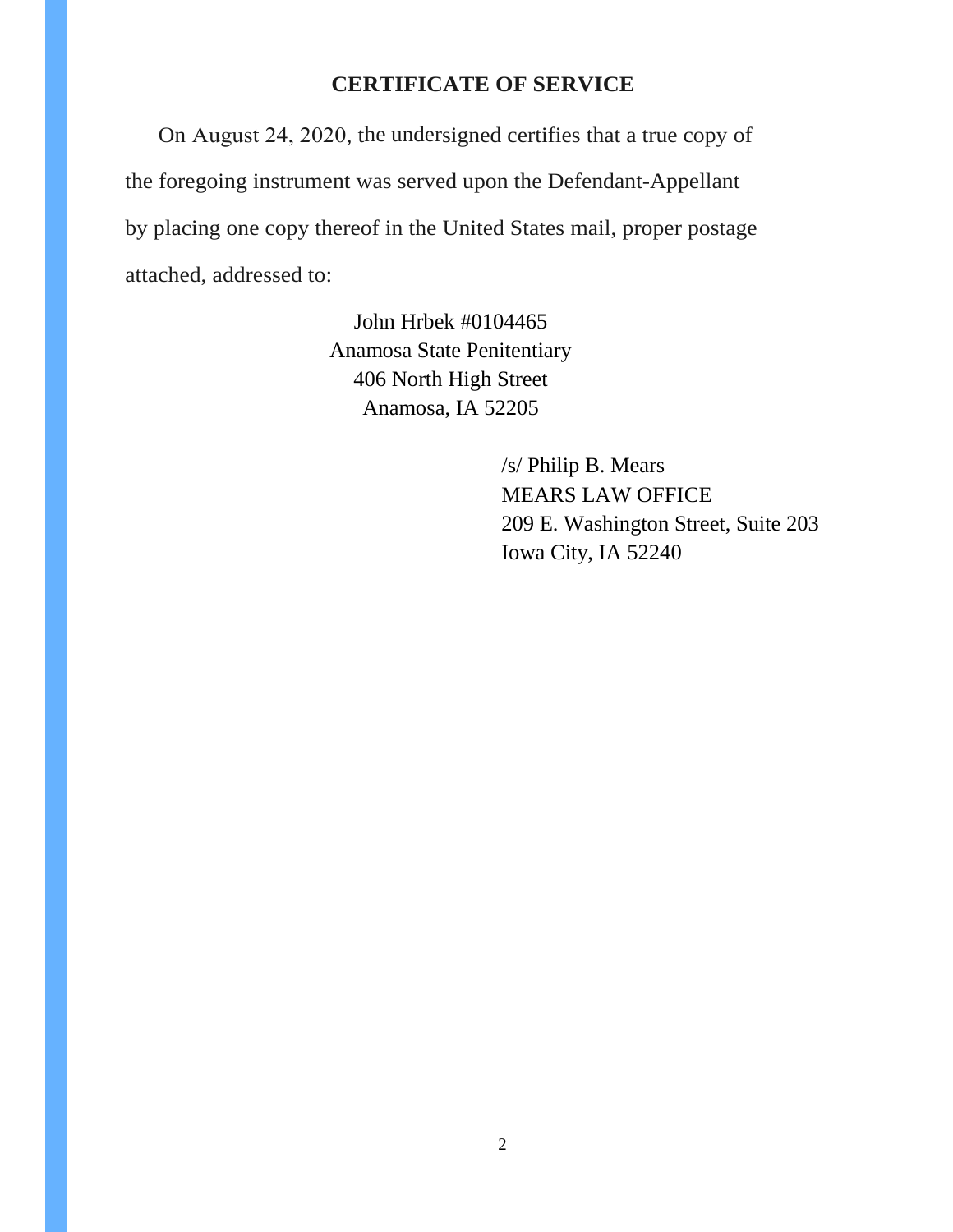## CERTIFICATE OF SERVICE

On August 24, 2020, the undersigned certifies that a true copy of the foregoing instrument was served upon the Defendant-Appellant by placing one copy thereof in the United States mail, proper postage attached, addressed to:

John Hrbek #0104465
Anamosa State Penitentiary
406 North High Street
Anamosa, IA 52205

/s/ Philip B. Mears
MEARS LAW OFFICE
209 E. Washington Street, Suite 203
Iowa City, IA 52240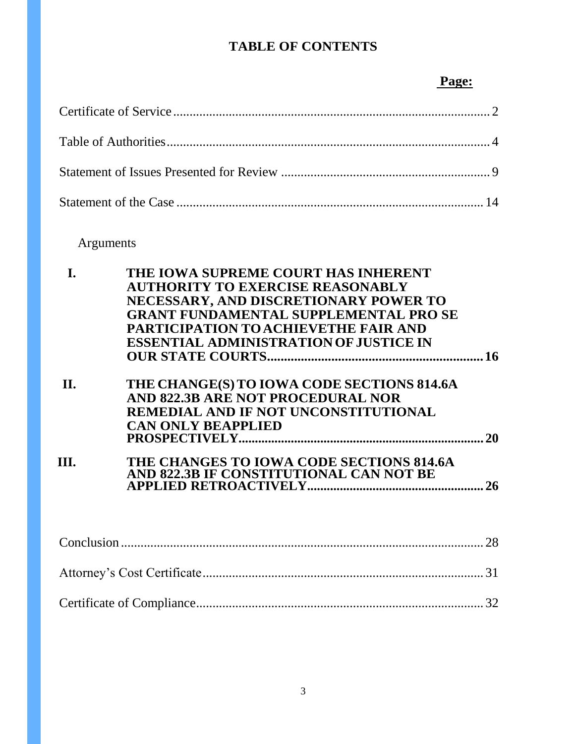# TABLE OF CONTENTS

| | Page: |
|---|---|
| Certificate of Service | 2 |
| Table of Authorities | 4 |
| Statement of Issues Presented for Review | 9 |
| Statement of the Case | 14 |

Arguments

| | | |
|---|---|---|
| **I.** | **THE IOWA SUPREME COURT HAS INHERENT AUTHORITY TO EXERCISE REASONABLY NECESSARY, AND DISCRETIONARY POWER TO GRANT FUNDAMENTAL SUPPLEMENTAL PRO SE PARTICIPATION TO ACHIEVETHE FAIR AND ESSENTIAL ADMINISTRATION OF JUSTICE IN OUR STATE COURTS** | **16** |
| **II.** | **THE CHANGE(S) TO IOWA CODE SECTIONS 814.6A AND 822.3B ARE NOT PROCEDURAL NOR REMEDIAL AND IF NOT UNCONSTITUTIONAL CAN ONLY BEAPPLIED PROSPECTIVELY** | **20** |
| **III.** | **THE CHANGES TO IOWA CODE SECTIONS 814.6A AND 822.3B IF CONSTITUTIONAL CAN NOT BE APPLIED RETROACTIVELY** | **26** |

| | |
|---|---|
| Conclusion | 28 |
| Attorney's Cost Certificate | 31 |
| Certificate of Compliance | 32 |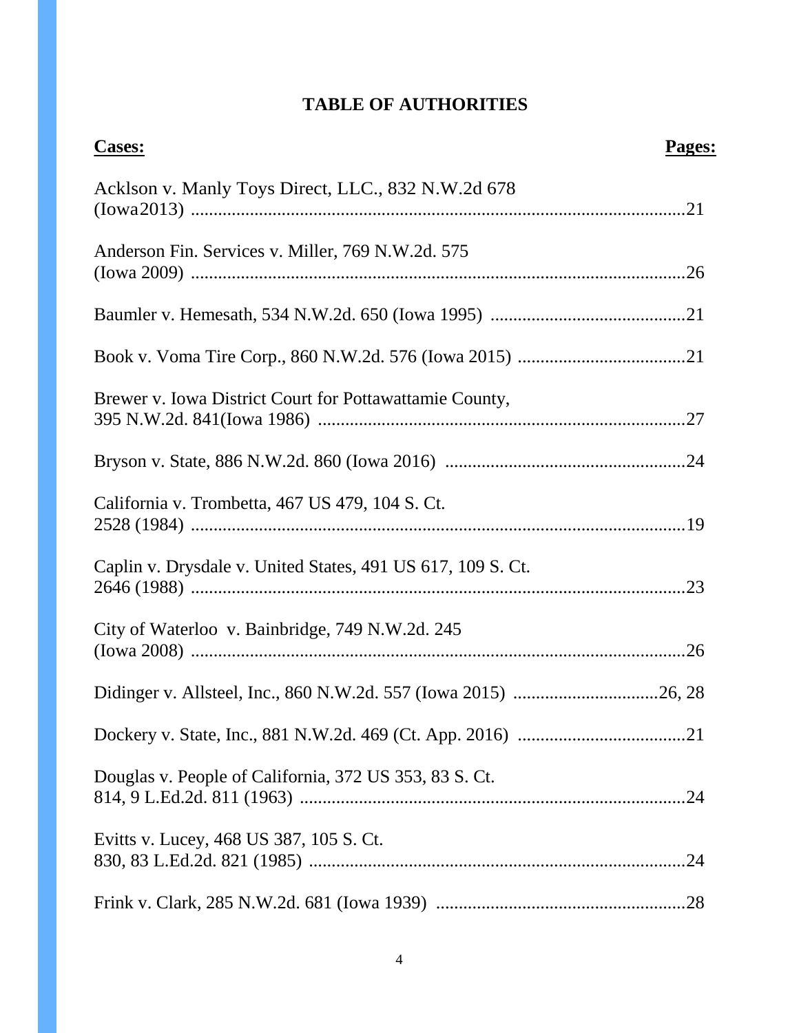# TABLE OF AUTHORITIES

| Cases: | Pages: |
|---|---|
| Acklson v. Manly Toys Direct, LLC., 832 N.W.2d 678 (Iowa2013) | 21 |
| Anderson Fin. Services v. Miller, 769 N.W.2d. 575 (Iowa 2009) | 26 |
| Baumler v. Hemesath, 534 N.W.2d. 650 (Iowa 1995) | 21 |
| Book v. Voma Tire Corp., 860 N.W.2d. 576 (Iowa 2015) | 21 |
| Brewer v. Iowa District Court for Pottawattamie County, 395 N.W.2d. 841(Iowa 1986) | 27 |
| Bryson v. State, 886 N.W.2d. 860 (Iowa 2016) | 24 |
| California v. Trombetta, 467 US 479, 104 S. Ct. 2528 (1984) | 19 |
| Caplin v. Drysdale v. United States, 491 US 617, 109 S. Ct. 2646 (1988) | 23 |
| City of Waterloo v. Bainbridge, 749 N.W.2d. 245 (Iowa 2008) | 26 |
| Didinger v. Allsteel, Inc., 860 N.W.2d. 557 (Iowa 2015) | 26, 28 |
| Dockery v. State, Inc., 881 N.W.2d. 469 (Ct. App. 2016) | 21 |
| Douglas v. People of California, 372 US 353, 83 S. Ct. 814, 9 L.Ed.2d. 811 (1963) | 24 |
| Evitts v. Lucey, 468 US 387, 105 S. Ct. 830, 83 L.Ed.2d. 821 (1985) | 24 |
| Frink v. Clark, 285 N.W.2d. 681 (Iowa 1939) | 28 |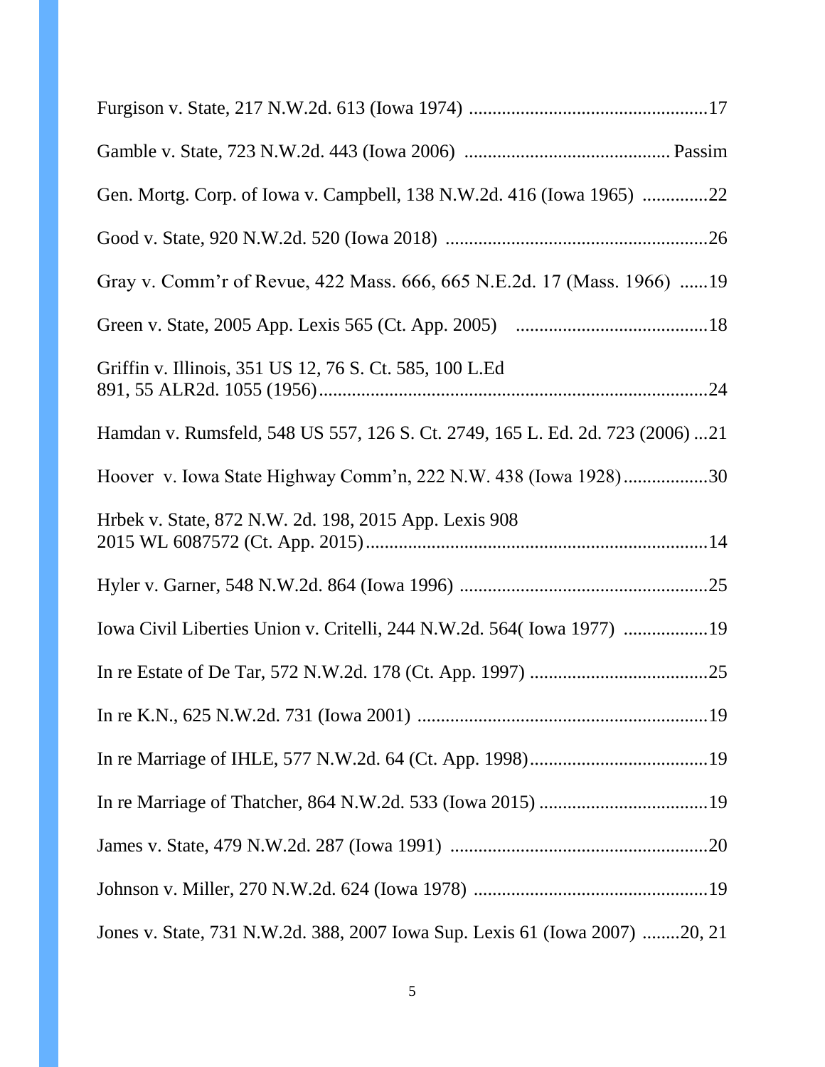Furgison v. State, 217 N.W.2d. 613 (Iowa 1974) ....................................................17

Gamble v. State, 723 N.W.2d. 443 (Iowa 2006) ........................................... Passim

Gen. Mortg. Corp. of Iowa v. Campbell, 138 N.W.2d. 416 (Iowa 1965) ..............22

Good v. State, 920 N.W.2d. 520 (Iowa 2018) ........................................................26

Gray v. Comm'r of Revue, 422 Mass. 666, 665 N.E.2d. 17 (Mass. 1966) ......19

Green v. State, 2005 App. Lexis 565 (Ct. App. 2005) .........................................18

Griffin v. Illinois, 351 US 12, 76 S. Ct. 585, 100 L.Ed 891, 55 ALR2d. 1055 (1956)..................................................................................24

Hamdan v. Rumsfeld, 548 US 557, 126 S. Ct. 2749, 165 L. Ed. 2d. 723 (2006) ...21

Hoover v. Iowa State Highway Comm'n, 222 N.W. 438 (Iowa 1928).................30

Hrbek v. State, 872 N.W. 2d. 198, 2015 App. Lexis 908 2015 WL 6087572 (Ct. App. 2015).........................................................................14

Hyler v. Garner, 548 N.W.2d. 864 (Iowa 1996) .....................................................25

Iowa Civil Liberties Union v. Critelli, 244 N.W.2d. 564( Iowa 1977) ..................19

In re Estate of De Tar, 572 N.W.2d. 178 (Ct. App. 1997) ......................................25

In re K.N., 625 N.W.2d. 731 (Iowa 2001) ...............................................................19

In re Marriage of IHLE, 577 N.W.2d. 64 (Ct. App. 1998)......................................19

In re Marriage of Thatcher, 864 N.W.2d. 533 (Iowa 2015) ....................................19

James v. State, 479 N.W.2d. 287 (Iowa 1991) .......................................................20

Johnson v. Miller, 270 N.W.2d. 624 (Iowa 1978) ..................................................19

Jones v. State, 731 N.W.2d. 388, 2007 Iowa Sup. Lexis 61 (Iowa 2007) ........20, 21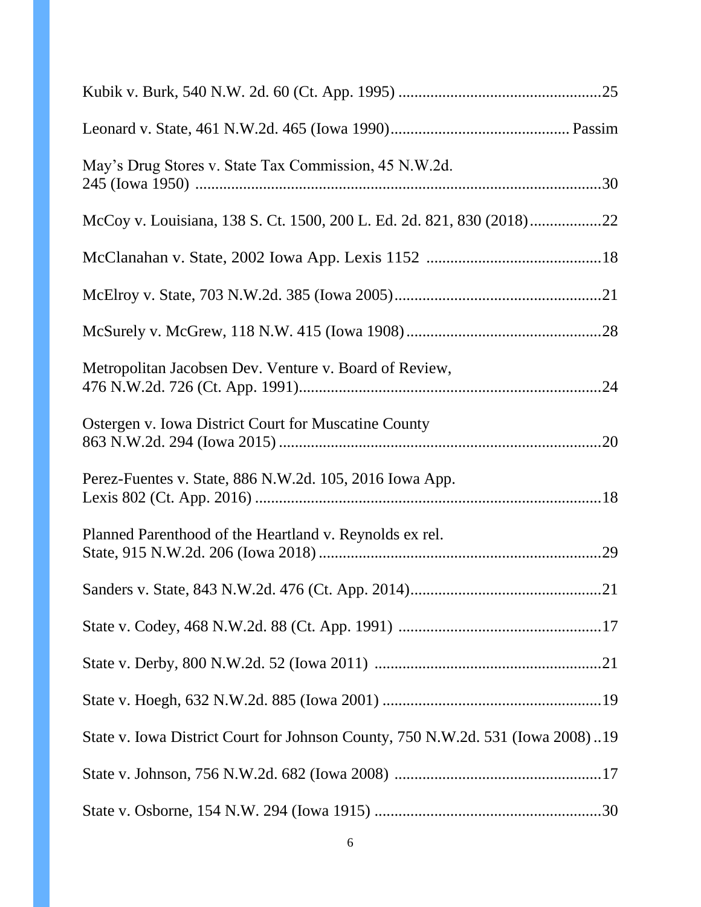Kubik v. Burk, 540 N.W. 2d. 60 (Ct. App. 1995) ....................................................25

Leonard v. State, 461 N.W.2d. 465 (Iowa 1990)............................................ Passim

May's Drug Stores v. State Tax Commission, 45 N.W.2d. 245 (Iowa 1950) ......................................................................................................30

McCoy v. Louisiana, 138 S. Ct. 1500, 200 L. Ed. 2d. 821, 830 (2018)..................22

McClanahan v. State, 2002 Iowa App. Lexis 1152 ............................................18

McElroy v. State, 703 N.W.2d. 385 (Iowa 2005)....................................................21

McSurely v. McGrew, 118 N.W. 415 (Iowa 1908).................................................28

Metropolitan Jacobsen Dev. Venture v. Board of Review, 476 N.W.2d. 726 (Ct. App. 1991).......................................................................24

Ostergen v. Iowa District Court for Muscatine County 863 N.W.2d. 294 (Iowa 2015) .................................................................................20

Perez-Fuentes v. State, 886 N.W.2d. 105, 2016 Iowa App. Lexis 802 (Ct. App. 2016) ......................................................................................18

Planned Parenthood of the Heartland v. Reynolds ex rel. State, 915 N.W.2d. 206 (Iowa 2018) .......................................................................29

Sanders v. State, 843 N.W.2d. 476 (Ct. App. 2014)................................................21

State v. Codey, 468 N.W.2d. 88 (Ct. App. 1991) ...................................................17

State v. Derby, 800 N.W.2d. 52 (Iowa 2011) .........................................................21

State v. Hoegh, 632 N.W.2d. 885 (Iowa 2001) .......................................................19

State v. Iowa District Court for Johnson County, 750 N.W.2d. 531 (Iowa 2008) ..19

State v. Johnson, 756 N.W.2d. 682 (Iowa 2008) ....................................................17

State v. Osborne, 154 N.W. 294 (Iowa 1915) .........................................................30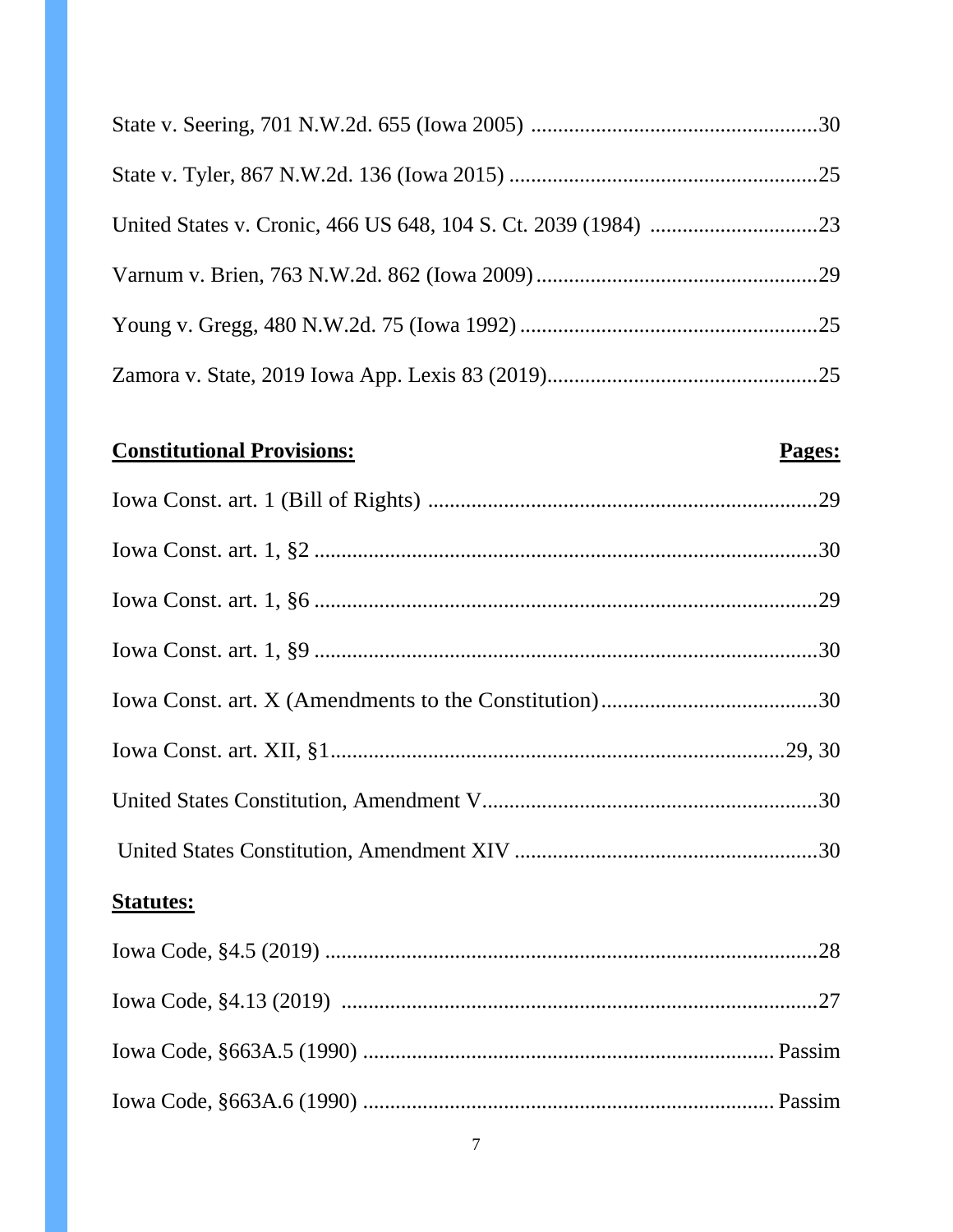State v. Seering, 701 N.W.2d. 655 (Iowa 2005) ....................................................30

State v. Tyler, 867 N.W.2d. 136 (Iowa 2015) ........................................................25

United States v. Cronic, 466 US 648, 104 S. Ct. 2039 (1984) ..............................23

Varnum v. Brien, 763 N.W.2d. 862 (Iowa 2009) ...................................................29

Young v. Gregg, 480 N.W.2d. 75 (Iowa 1992) ......................................................25

Zamora v. State, 2019 Iowa App. Lexis 83 (2019).................................................25

| **Constitutional Provisions:** | **Pages:** |
|---|---|
| Iowa Const. art. 1 (Bill of Rights) | 29 |
| Iowa Const. art. 1, §2 | 30 |
| Iowa Const. art. 1, §6 | 29 |
| Iowa Const. art. 1, §9 | 30 |
| Iowa Const. art. X (Amendments to the Constitution) | 30 |
| Iowa Const. art. XII, §1 | 29, 30 |
| United States Constitution, Amendment V | 30 |
| United States Constitution, Amendment XIV | 30 |

**Statutes:**

Iowa Code, §4.5 (2019) ..........................................................................................28

Iowa Code, §4.13 (2019) .......................................................................................27

Iowa Code, §663A.5 (1990) .......................................................................... Passim

Iowa Code, §663A.6 (1990) .......................................................................... Passim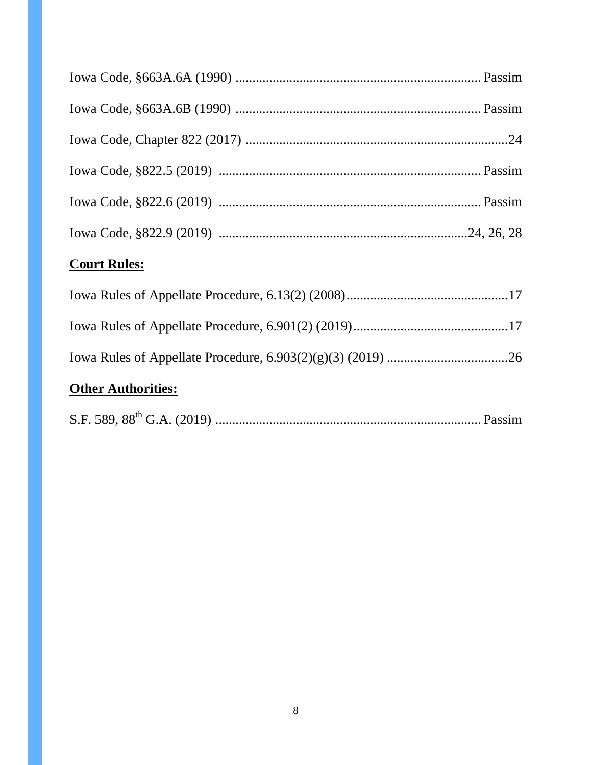Iowa Code, §663A.6A (1990) ........................................................................ Passim

Iowa Code, §663A.6B (1990) ........................................................................ Passim

Iowa Code, Chapter 822 (2017) ..............................................................................24

Iowa Code, §822.5 (2019) ............................................................................ Passim

Iowa Code, §822.6 (2019) ............................................................................ Passim

Iowa Code, §822.9 (2019) .........................................................................24, 26, 28

**Court Rules:**

Iowa Rules of Appellate Procedure, 6.13(2) (2008)................................................17

Iowa Rules of Appellate Procedure, 6.901(2) (2019)..............................................17

Iowa Rules of Appellate Procedure, 6.903(2)(g)(3) (2019) ....................................26

**Other Authorities:**

S.F. 589, 88th G.A. (2019) .............................................................................. Passim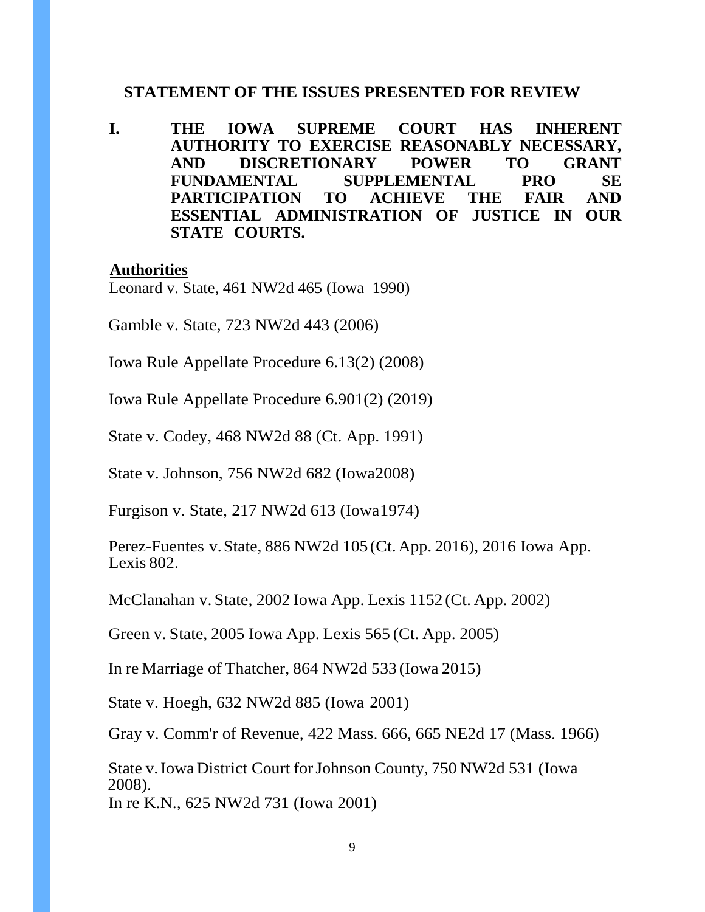## STATEMENT OF THE ISSUES PRESENTED FOR REVIEW

**I. THE IOWA SUPREME COURT HAS INHERENT AUTHORITY TO EXERCISE REASONABLY NECESSARY, AND DISCRETIONARY POWER TO GRANT FUNDAMENTAL SUPPLEMENTAL PRO SE PARTICIPATION TO ACHIEVE THE FAIR AND ESSENTIAL ADMINISTRATION OF JUSTICE IN OUR STATE COURTS.**

**<u>Authorities</u>**

Leonard v. State, 461 NW2d 465 (Iowa 1990)

Gamble v. State, 723 NW2d 443 (2006)

Iowa Rule Appellate Procedure 6.13(2) (2008)

Iowa Rule Appellate Procedure 6.901(2) (2019)

State v. Codey, 468 NW2d 88 (Ct. App. 1991)

State v. Johnson, 756 NW2d 682 (Iowa2008)

Furgison v. State, 217 NW2d 613 (Iowa1974)

Perez-Fuentes v. State, 886 NW2d 105 (Ct. App. 2016), 2016 Iowa App. Lexis 802.

McClanahan v. State, 2002 Iowa App. Lexis 1152 (Ct. App. 2002)

Green v. State, 2005 Iowa App. Lexis 565 (Ct. App. 2005)

In re Marriage of Thatcher, 864 NW2d 533 (Iowa 2015)

State v. Hoegh, 632 NW2d 885 (Iowa 2001)

Gray v. Comm'r of Revenue, 422 Mass. 666, 665 NE2d 17 (Mass. 1966)

State v. Iowa District Court for Johnson County, 750 NW2d 531 (Iowa 2008).

In re K.N., 625 NW2d 731 (Iowa 2001)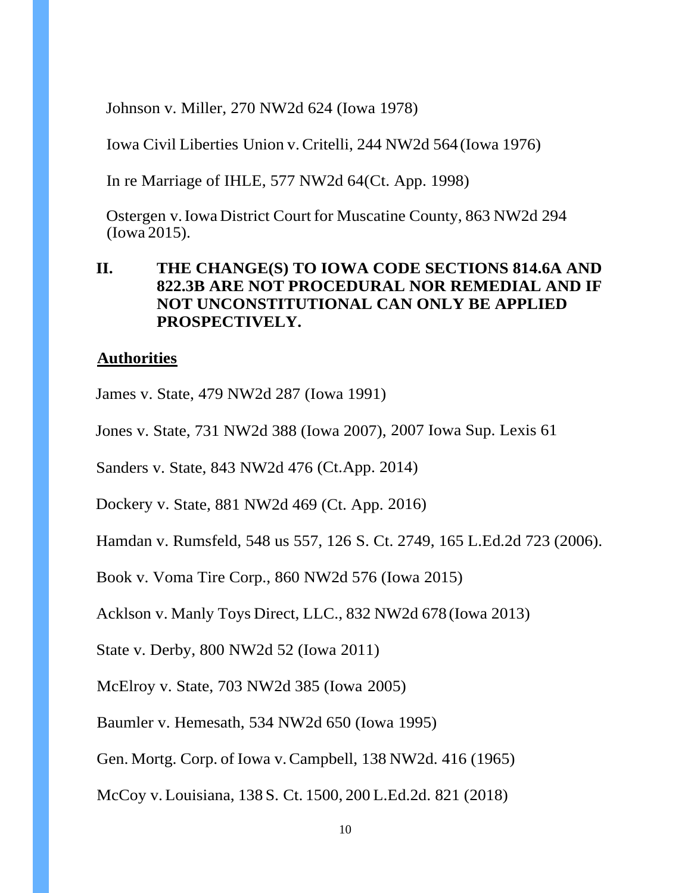Johnson v. Miller, 270 NW2d 624 (Iowa 1978)

Iowa Civil Liberties Union v. Critelli, 244 NW2d 564 (Iowa 1976)

In re Marriage of IHLE, 577 NW2d 64(Ct. App. 1998)

Ostergen v. Iowa District Court for Muscatine County, 863 NW2d 294 (Iowa 2015).

## II. THE CHANGE(S) TO IOWA CODE SECTIONS 814.6A AND 822.3B ARE NOT PROCEDURAL NOR REMEDIAL AND IF NOT UNCONSTITUTIONAL CAN ONLY BE APPLIED PROSPECTIVELY.

**Authorities**

James v. State, 479 NW2d 287 (Iowa 1991)

Jones v. State, 731 NW2d 388 (Iowa 2007), 2007 Iowa Sup. Lexis 61

Sanders v. State, 843 NW2d 476 (Ct.App. 2014)

Dockery v. State, 881 NW2d 469 (Ct. App. 2016)

Hamdan v. Rumsfeld, 548 us 557, 126 S. Ct. 2749, 165 L.Ed.2d 723 (2006).

Book v. Voma Tire Corp., 860 NW2d 576 (Iowa 2015)

Acklson v. Manly Toys Direct, LLC., 832 NW2d 678 (Iowa 2013)

State v. Derby, 800 NW2d 52 (Iowa 2011)

McElroy v. State, 703 NW2d 385 (Iowa 2005)

Baumler v. Hemesath, 534 NW2d 650 (Iowa 1995)

Gen. Mortg. Corp. of Iowa v. Campbell, 138 NW2d. 416 (1965)

McCoy v. Louisiana, 138 S. Ct. 1500, 200 L.Ed.2d. 821 (2018)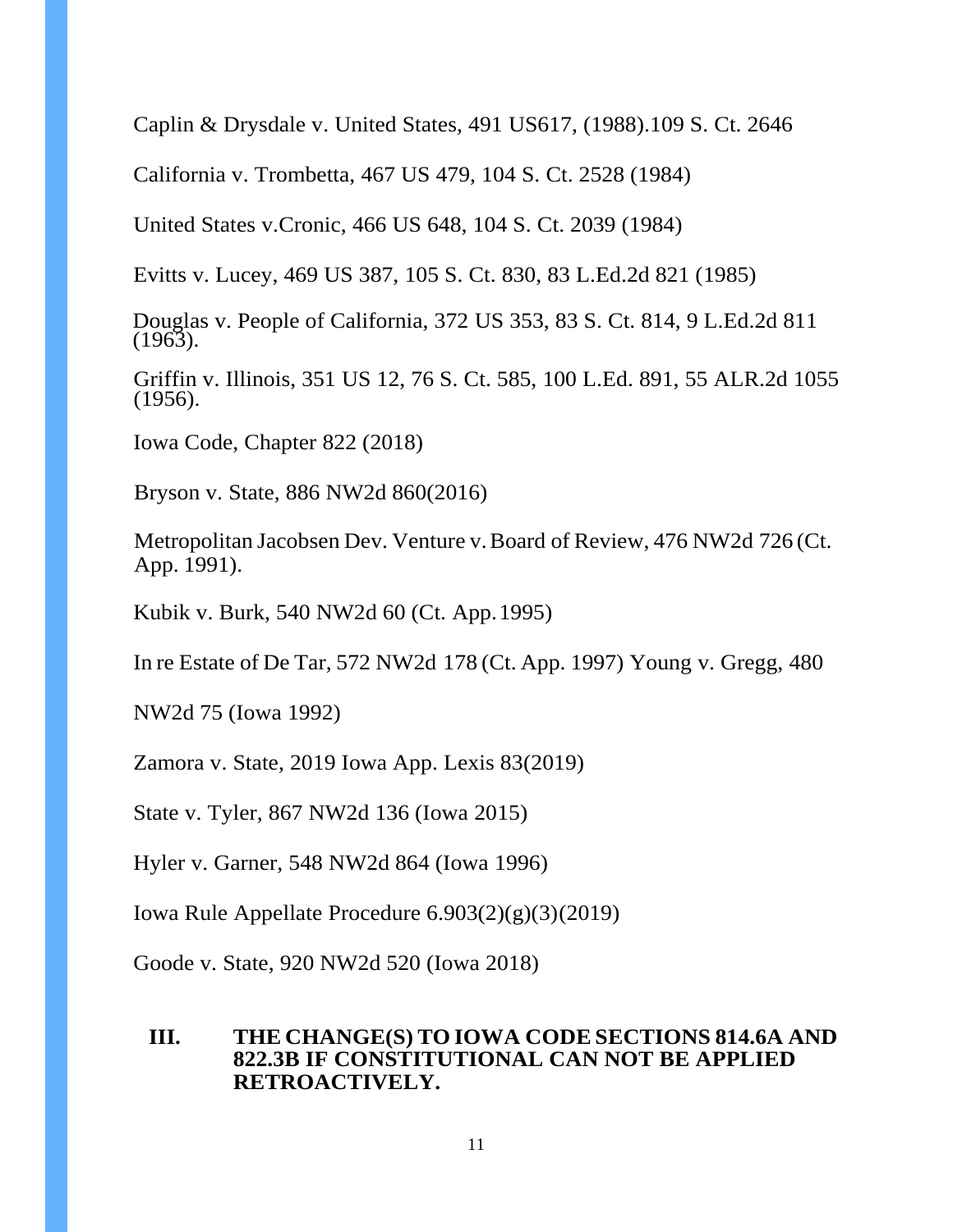Caplin & Drysdale v. United States, 491 US617, (1988).109 S. Ct. 2646

California v. Trombetta, 467 US 479, 104 S. Ct. 2528 (1984)

United States v.Cronic, 466 US 648, 104 S. Ct. 2039 (1984)

Evitts v. Lucey, 469 US 387, 105 S. Ct. 830, 83 L.Ed.2d 821 (1985)

Douglas v. People of California, 372 US 353, 83 S. Ct. 814, 9 L.Ed.2d 811 (1963).

Griffin v. Illinois, 351 US 12, 76 S. Ct. 585, 100 L.Ed. 891, 55 ALR.2d 1055 (1956).

Iowa Code, Chapter 822 (2018)

Bryson v. State, 886 NW2d 860(2016)

Metropolitan Jacobsen Dev. Venture v. Board of Review, 476 NW2d 726 (Ct. App. 1991).

Kubik v. Burk, 540 NW2d 60 (Ct. App. 1995)

In re Estate of De Tar, 572 NW2d 178 (Ct. App. 1997) Young v. Gregg, 480

NW2d 75 (Iowa 1992)

Zamora v. State, 2019 Iowa App. Lexis 83(2019)

State v. Tyler, 867 NW2d 136 (Iowa 2015)

Hyler v. Garner, 548 NW2d 864 (Iowa 1996)

Iowa Rule Appellate Procedure 6.903(2)(g)(3)(2019)

Goode v. State, 920 NW2d 520 (Iowa 2018)

## III. THE CHANGE(S) TO IOWA CODE SECTIONS 814.6A AND 822.3B IF CONSTITUTIONAL CAN NOT BE APPLIED RETROACTIVELY.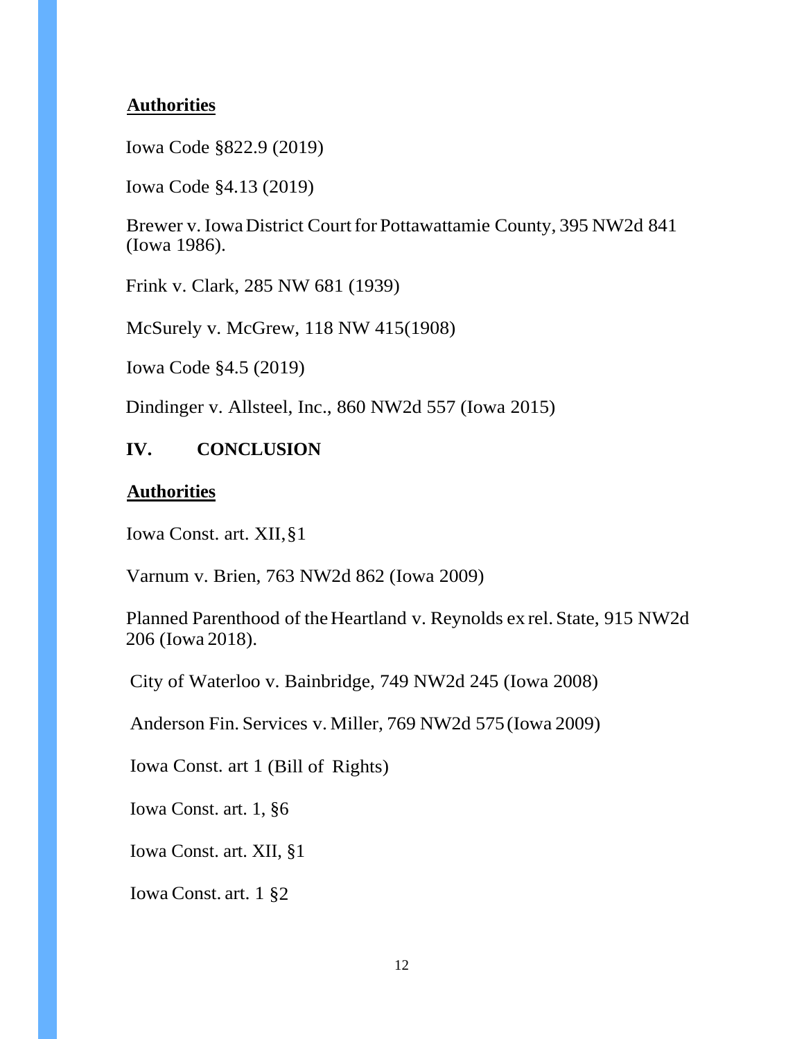**Authorities**

Iowa Code §822.9 (2019)

Iowa Code §4.13 (2019)

Brewer v. Iowa District Court for Pottawattamie County, 395 NW2d 841 (Iowa 1986).

Frink v. Clark, 285 NW 681 (1939)

McSurely v. McGrew, 118 NW 415(1908)

Iowa Code §4.5 (2019)

Dindinger v. Allsteel, Inc., 860 NW2d 557 (Iowa 2015)

## IV. CONCLUSION

**Authorities**

Iowa Const. art. XII, §1

Varnum v. Brien, 763 NW2d 862 (Iowa 2009)

Planned Parenthood of the Heartland v. Reynolds ex rel. State, 915 NW2d 206 (Iowa 2018).

City of Waterloo v. Bainbridge, 749 NW2d 245 (Iowa 2008)

Anderson Fin. Services v. Miller, 769 NW2d 575 (Iowa 2009)

Iowa Const. art 1 (Bill of Rights)

Iowa Const. art. 1, §6

Iowa Const. art. XII, §1

Iowa Const. art. 1 §2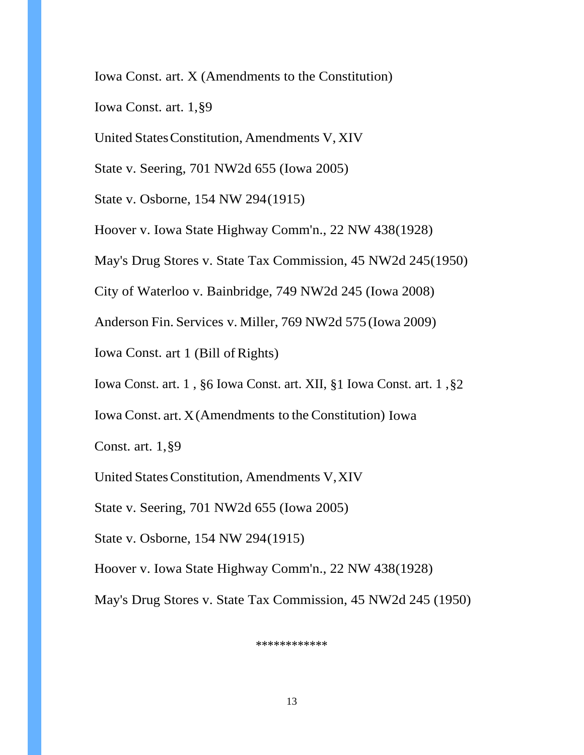Iowa Const. art. X (Amendments to the Constitution)

Iowa Const. art. 1,§9

United States Constitution, Amendments V, XIV

State v. Seering, 701 NW2d 655 (Iowa 2005)

State v. Osborne, 154 NW 294(1915)

Hoover v. Iowa State Highway Comm'n., 22 NW 438(1928)

May's Drug Stores v. State Tax Commission, 45 NW2d 245(1950)

City of Waterloo v. Bainbridge, 749 NW2d 245 (Iowa 2008)

Anderson Fin. Services v. Miller, 769 NW2d 575 (Iowa 2009)

Iowa Const. art 1 (Bill of Rights)

Iowa Const. art. 1 , §6 Iowa Const. art. XII, §1 Iowa Const. art. 1 ,§2

Iowa Const. art. X (Amendments to the Constitution) Iowa

Const. art. 1,§9

United States Constitution, Amendments V, XIV

State v. Seering, 701 NW2d 655 (Iowa 2005)

State v. Osborne, 154 NW 294(1915)

Hoover v. Iowa State Highway Comm'n., 22 NW 438(1928)

May's Drug Stores v. State Tax Commission, 45 NW2d 245 (1950)

************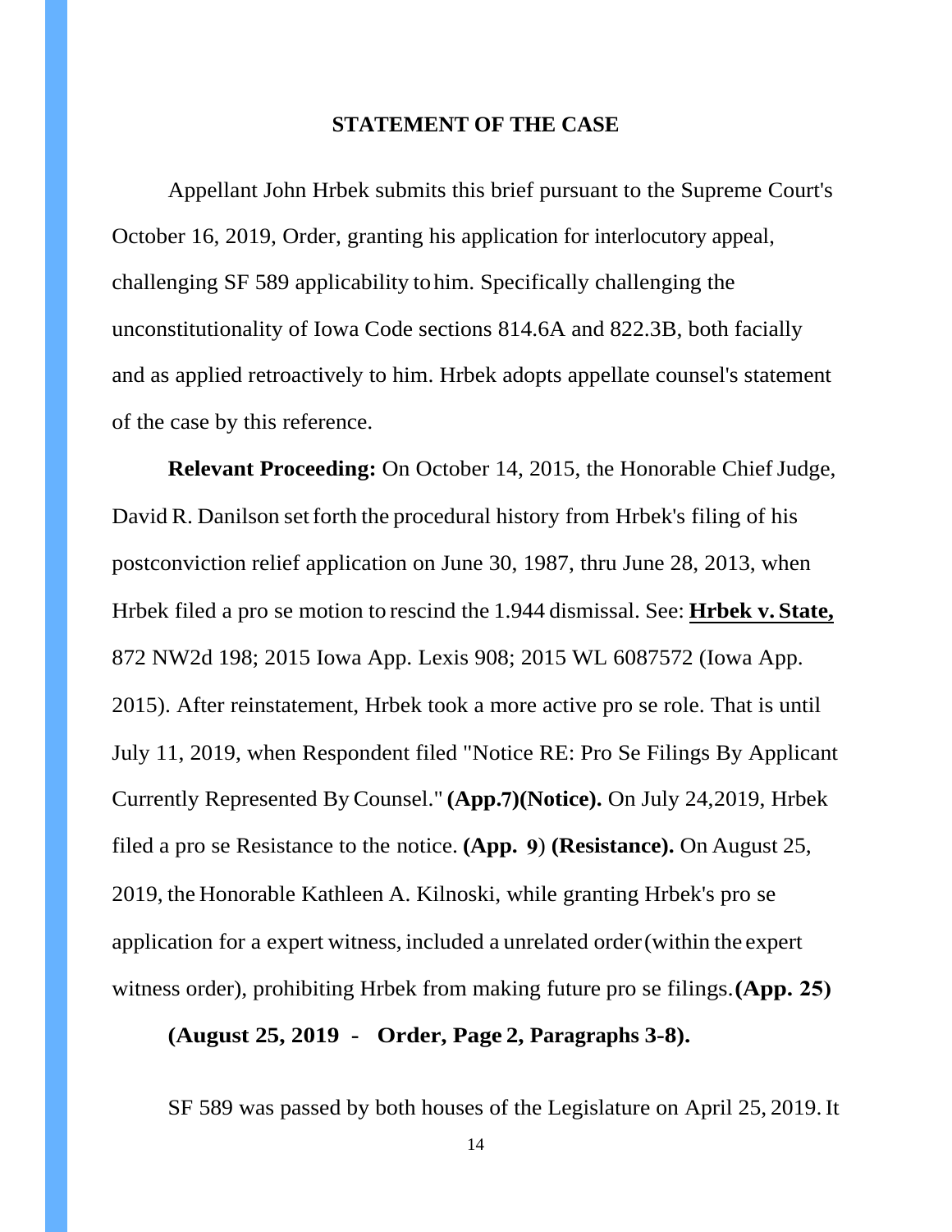## STATEMENT OF THE CASE

Appellant John Hrbek submits this brief pursuant to the Supreme Court's October 16, 2019, Order, granting his application for interlocutory appeal, challenging SF 589 applicability to him. Specifically challenging the unconstitutionality of Iowa Code sections 814.6A and 822.3B, both facially and as applied retroactively to him. Hrbek adopts appellate counsel's statement of the case by this reference.

**Relevant Proceeding:** On October 14, 2015, the Honorable Chief Judge, David R. Danilson set forth the procedural history from Hrbek's filing of his postconviction relief application on June 30, 1987, thru June 28, 2013, when Hrbek filed a pro se motion to rescind the 1.944 dismissal. See: **Hrbek v. State,** 872 NW2d 198; 2015 Iowa App. Lexis 908; 2015 WL 6087572 (Iowa App. 2015). After reinstatement, Hrbek took a more active pro se role. That is until July 11, 2019, when Respondent filed "Notice RE: Pro Se Filings By Applicant Currently Represented By Counsel." **(App.7)(Notice).** On July 24,2019, Hrbek filed a pro se Resistance to the notice. **(App. 9**) **(Resistance).** On August 25, 2019, the Honorable Kathleen A. Kilnoski, while granting Hrbek's pro se application for a expert witness, included a unrelated order (within the expert witness order), prohibiting Hrbek from making future pro se filings. **(App. 25)**

**(August 25, 2019 - Order, Page 2, Paragraphs 3-8).**

SF 589 was passed by both houses of the Legislature on April 25, 2019. It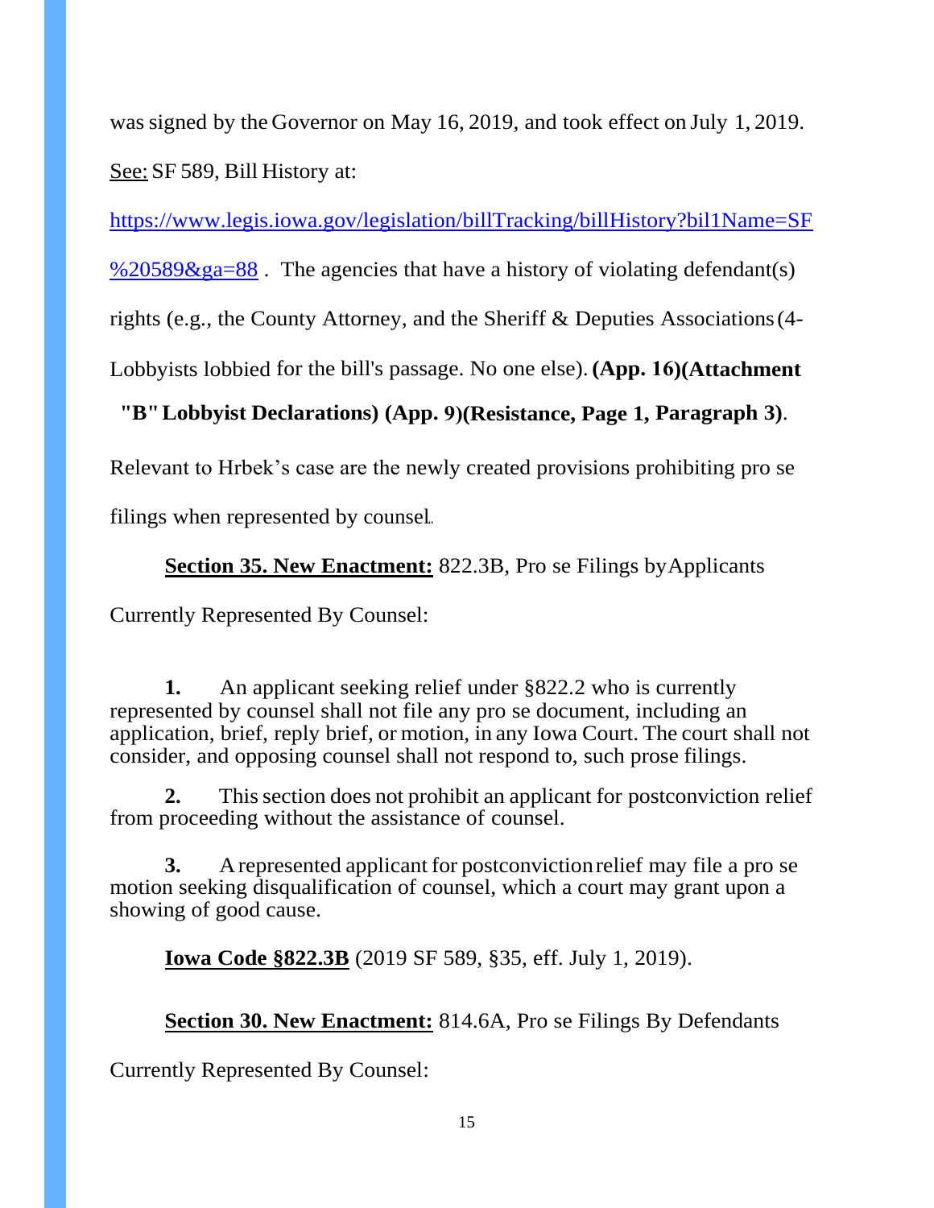was signed by the Governor on May 16, 2019, and took effect on July 1, 2019. See: SF 589, Bill History at: https://www.legis.iowa.gov/legislation/billTracking/billHistory?bil1Name=SF%20589&ga=88 . The agencies that have a history of violating defendant(s) rights (e.g., the County Attorney, and the Sheriff & Deputies Associations (4-Lobbyists lobbied for the bill's passage. No one else). **(App. 16)(Attachment "B" Lobbyist Declarations) (App. 9)(Resistance, Page 1, Paragraph 3)**.

Relevant to Hrbek's case are the newly created provisions prohibiting pro se filings when represented by counsel.

**Section 35. New Enactment:** 822.3B, Pro se Filings by Applicants Currently Represented By Counsel:

> **1.** An applicant seeking relief under §822.2 who is currently represented by counsel shall not file any pro se document, including an application, brief, reply brief, or motion, in any Iowa Court. The court shall not consider, and opposing counsel shall not respond to, such prose filings.
>
> **2.** This section does not prohibit an applicant for postconviction relief from proceeding without the assistance of counsel.
>
> **3.** A represented applicant for postconviction relief may file a pro se motion seeking disqualification of counsel, which a court may grant upon a showing of good cause.

**Iowa Code §822.3B** (2019 SF 589, §35, eff. July 1, 2019).

**Section 30. New Enactment:** 814.6A, Pro se Filings By Defendants Currently Represented By Counsel: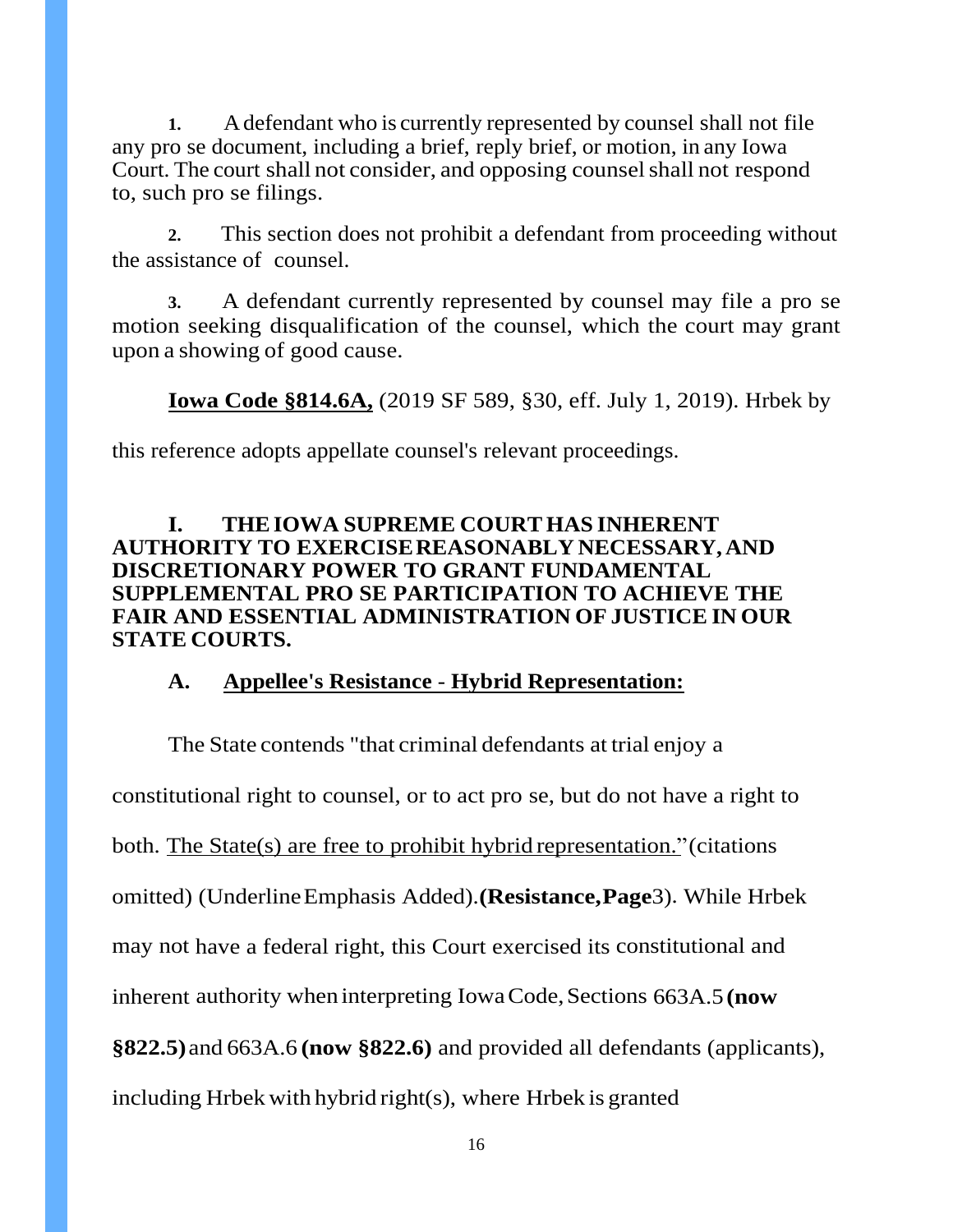**1.** A defendant who is currently represented by counsel shall not file any pro se document, including a brief, reply brief, or motion, in any Iowa Court. The court shall not consider, and opposing counsel shall not respond to, such pro se filings.

**2.** This section does not prohibit a defendant from proceeding without the assistance of counsel.

**3.** A defendant currently represented by counsel may file a pro se motion seeking disqualification of the counsel, which the court may grant upon a showing of good cause.

**<u>Iowa Code §814.6A,</u>** (2019 SF 589, §30, eff. July 1, 2019). Hrbek by this reference adopts appellate counsel's relevant proceedings.

## I. THE IOWA SUPREME COURT HAS INHERENT AUTHORITY TO EXERCISE REASONABLY NECESSARY, AND DISCRETIONARY POWER TO GRANT FUNDAMENTAL SUPPLEMENTAL PRO SE PARTICIPATION TO ACHIEVE THE FAIR AND ESSENTIAL ADMINISTRATION OF JUSTICE IN OUR STATE COURTS.

### A. <u>Appellee's Resistance - Hybrid Representation:</u>

The State contends "that criminal defendants at trial enjoy a constitutional right to counsel, or to act pro se, but do not have a right to both. <u>The State(s) are free to prohibit hybrid representation.</u>" (citations omitted) (Underline Emphasis Added). **(Resistance, Page** 3). While Hrbek may not have a federal right, this Court exercised its constitutional and inherent authority when interpreting Iowa Code, Sections 663A.5 **(now §822.5)** and 663A.6 **(now §822.6)** and provided all defendants (applicants), including Hrbek with hybrid right(s), where Hrbek is granted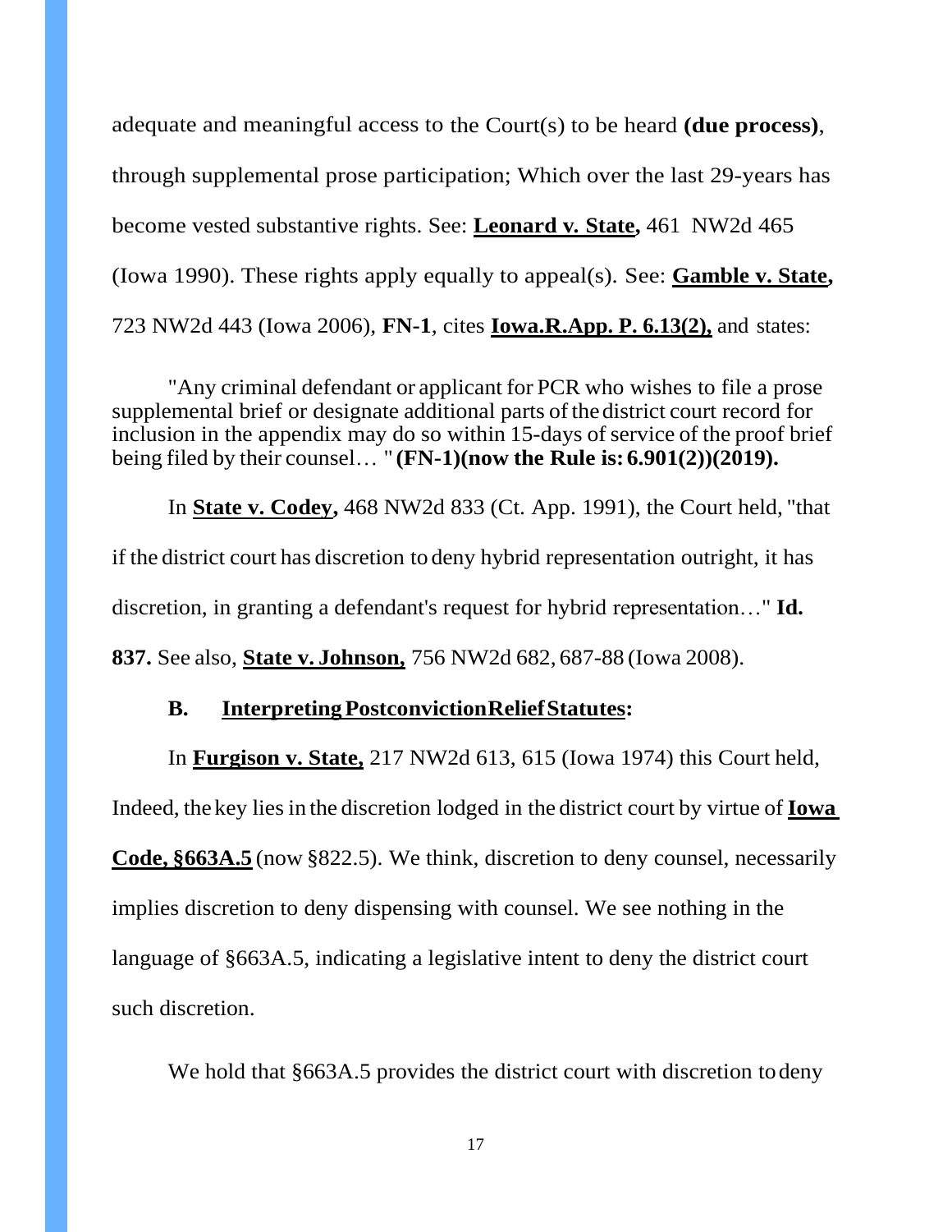adequate and meaningful access to the Court(s) to be heard **(due process)**, through supplemental prose participation; Which over the last 29-years has become vested substantive rights. See: **Leonard v. State,** 461 NW2d 465 (Iowa 1990). These rights apply equally to appeal(s). See: **Gamble v. State,** 723 NW2d 443 (Iowa 2006), **FN-1**, cites **Iowa.R.App. P. 6.13(2),** and states:

> "Any criminal defendant or applicant for PCR who wishes to file a prose supplemental brief or designate additional parts of the district court record for inclusion in the appendix may do so within 15-days of service of the proof brief being filed by their counsel… " **(FN-1)(now the Rule is: 6.901(2))(2019).**

In **State v. Codey,** 468 NW2d 833 (Ct. App. 1991), the Court held, "that if the district court has discretion to deny hybrid representation outright, it has discretion, in granting a defendant's request for hybrid representation…" **Id. 837.** See also, **State v. Johnson,** 756 NW2d 682, 687-88 (Iowa 2008).

### B. Interpreting Postconviction Relief Statutes:

In **Furgison v. State,** 217 NW2d 613, 615 (Iowa 1974) this Court held, Indeed, the key lies in the discretion lodged in the district court by virtue of **Iowa Code, §663A.5** (now §822.5). We think, discretion to deny counsel, necessarily implies discretion to deny dispensing with counsel. We see nothing in the language of §663A.5, indicating a legislative intent to deny the district court such discretion.

We hold that §663A.5 provides the district court with discretion to deny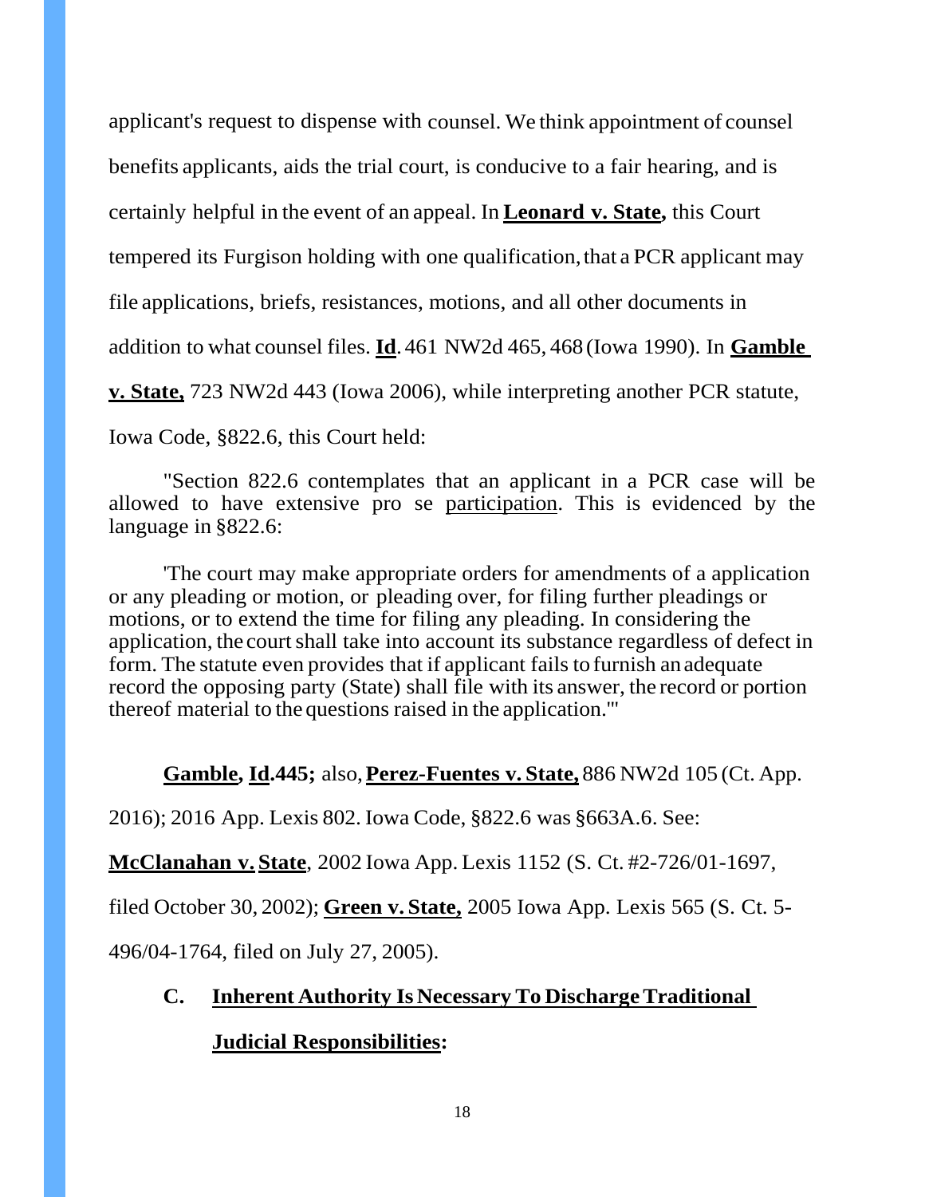applicant's request to dispense with counsel. We think appointment of counsel benefits applicants, aids the trial court, is conducive to a fair hearing, and is certainly helpful in the event of an appeal. In **<u>Leonard v. State</u>,** this Court tempered its Furgison holding with one qualification, that a PCR applicant may file applications, briefs, resistances, motions, and all other documents in addition to what counsel files. **<u>Id</u>**. 461 NW2d 465, 468 (Iowa 1990). In **<u>Gamble v. State</u>,** 723 NW2d 443 (Iowa 2006), while interpreting another PCR statute, Iowa Code, §822.6, this Court held:

> "Section 822.6 contemplates that an applicant in a PCR case will be allowed to have extensive pro se <u>participation</u>. This is evidenced by the language in §822.6:
>
> 'The court may make appropriate orders for amendments of a application or any pleading or motion, or pleading over, for filing further pleadings or motions, or to extend the time for filing any pleading. In considering the application, the court shall take into account its substance regardless of defect in form. The statute even provides that if applicant fails to furnish an adequate record the opposing party (State) shall file with its answer, the record or portion thereof material to the questions raised in the application.'"

**<u>Gamble</u>, <u>Id</u>.445;** also, **<u>Perez-Fuentes v. State</u>,** 886 NW2d 105 (Ct. App. 2016); 2016 App. Lexis 802. Iowa Code, §822.6 was §663A.6. See: **<u>McClanahan v. State</u>**, 2002 Iowa App. Lexis 1152 (S. Ct. #2-726/01-1697, filed October 30, 2002); **<u>Green v. State</u>,** 2005 Iowa App. Lexis 565 (S. Ct. 5-496/04-1764, filed on July 27, 2005).

### C. <u>Inherent Authority Is Necessary To Discharge Traditional Judicial Responsibilities</u>: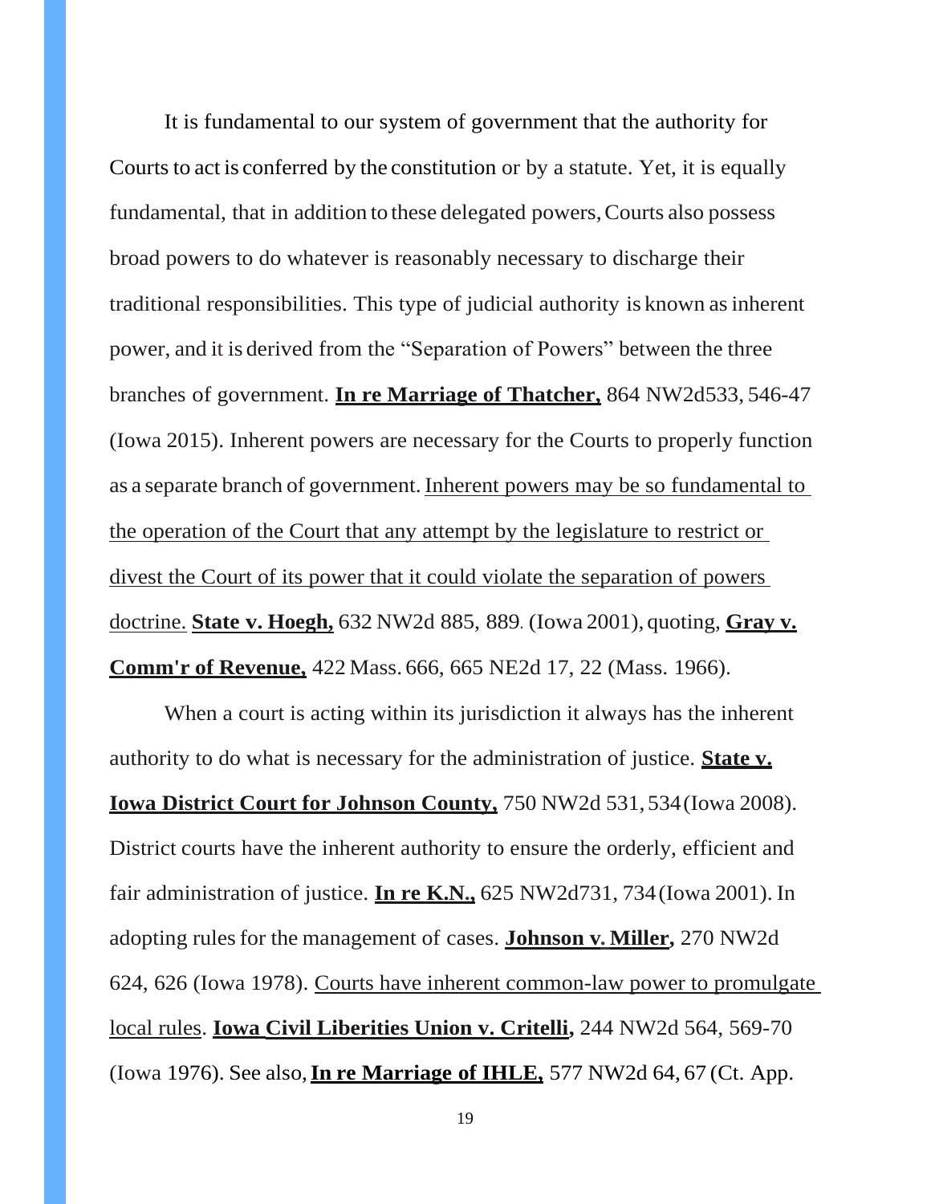It is fundamental to our system of government that the authority for Courts to act is conferred by the constitution or by a statute. Yet, it is equally fundamental, that in addition to these delegated powers, Courts also possess broad powers to do whatever is reasonably necessary to discharge their traditional responsibilities. This type of judicial authority is known as inherent power, and it is derived from the "Separation of Powers" between the three branches of government. **In re Marriage of Thatcher,** 864 NW2d533, 546-47 (Iowa 2015). Inherent powers are necessary for the Courts to properly function as a separate branch of government. Inherent powers may be so fundamental to the operation of the Court that any attempt by the legislature to restrict or divest the Court of its power that it could violate the separation of powers doctrine. **State v. Hoegh,** 632 NW2d 885, 889. (Iowa 2001), quoting, **Gray v. Comm'r of Revenue,** 422 Mass. 666, 665 NE2d 17, 22 (Mass. 1966).

When a court is acting within its jurisdiction it always has the inherent authority to do what is necessary for the administration of justice. **State v. Iowa District Court for Johnson County,** 750 NW2d 531, 534 (Iowa 2008). District courts have the inherent authority to ensure the orderly, efficient and fair administration of justice. **In re K.N.,** 625 NW2d731, 734 (Iowa 2001). In adopting rules for the management of cases. **Johnson v. Miller,** 270 NW2d 624, 626 (Iowa 1978). Courts have inherent common-law power to promulgate local rules. **Iowa Civil Liberities Union v. Critelli,** 244 NW2d 564, 569-70 (Iowa 1976). See also, **In re Marriage of IHLE,** 577 NW2d 64, 67 (Ct. App.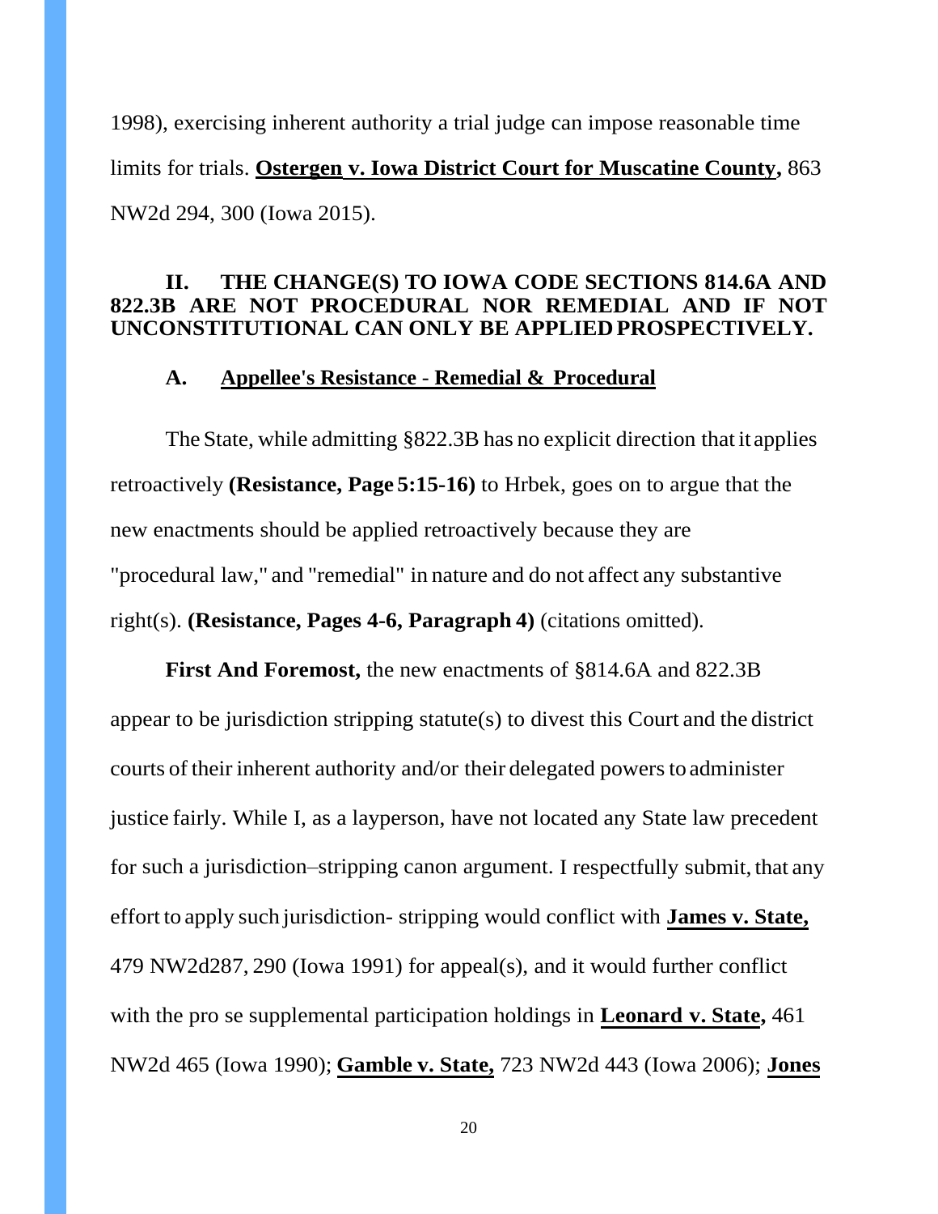1998), exercising inherent authority a trial judge can impose reasonable time limits for trials. **Ostergen v. Iowa District Court for Muscatine County,** 863 NW2d 294, 300 (Iowa 2015).

## II. THE CHANGE(S) TO IOWA CODE SECTIONS 814.6A AND 822.3B ARE NOT PROCEDURAL NOR REMEDIAL AND IF NOT UNCONSTITUTIONAL CAN ONLY BE APPLIED PROSPECTIVELY.

### A. Appellee's Resistance - Remedial & Procedural

The State, while admitting §822.3B has no explicit direction that it applies retroactively **(Resistance, Page 5:15-16)** to Hrbek, goes on to argue that the new enactments should be applied retroactively because they are "procedural law," and "remedial" in nature and do not affect any substantive right(s). **(Resistance, Pages 4-6, Paragraph 4)** (citations omitted).

**First And Foremost,** the new enactments of §814.6A and 822.3B appear to be jurisdiction stripping statute(s) to divest this Court and the district courts of their inherent authority and/or their delegated powers to administer justice fairly. While I, as a layperson, have not located any State law precedent for such a jurisdiction–stripping canon argument. I respectfully submit, that any effort to apply such jurisdiction- stripping would conflict with **James v. State,** 479 NW2d287, 290 (Iowa 1991) for appeal(s), and it would further conflict with the pro se supplemental participation holdings in **Leonard v. State,** 461 NW2d 465 (Iowa 1990); **Gamble v. State,** 723 NW2d 443 (Iowa 2006); **Jones**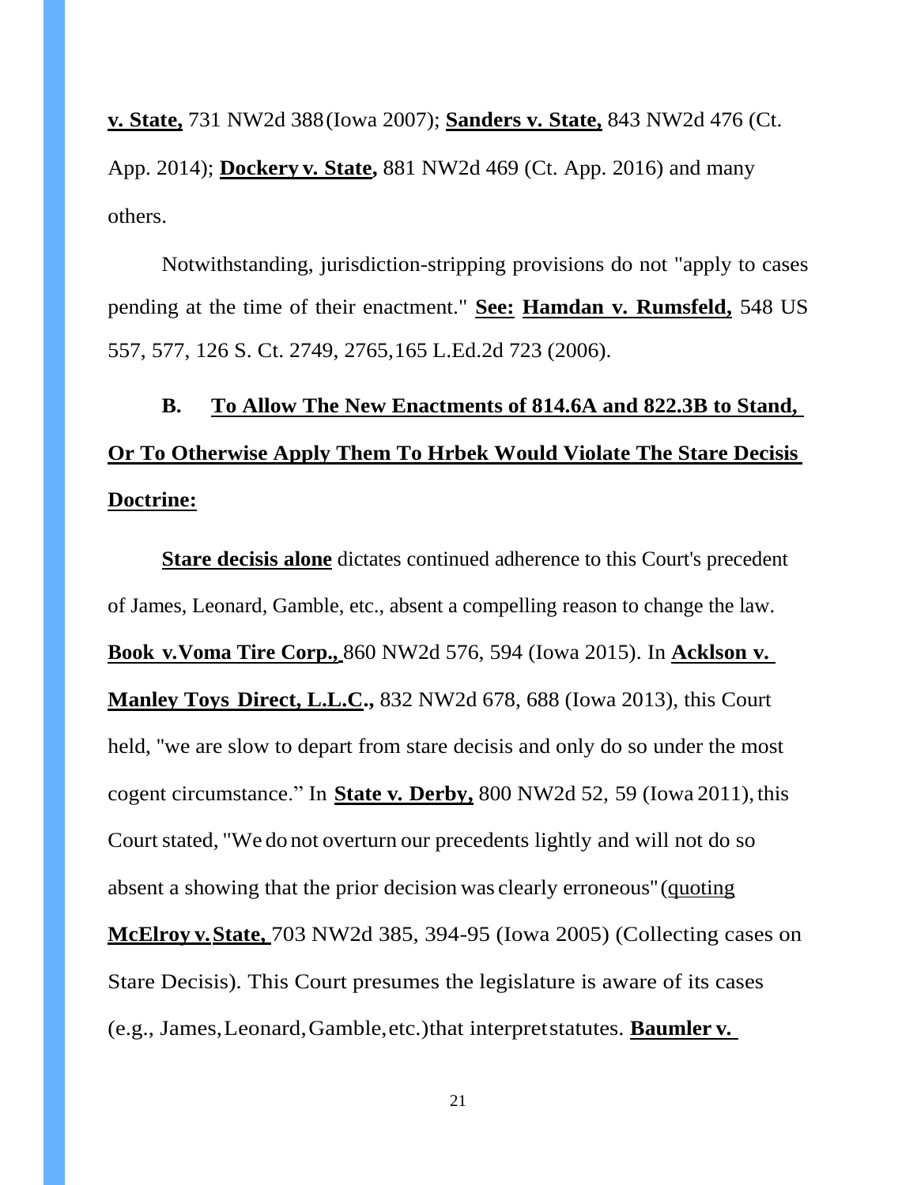**v. State,** 731 NW2d 388 (Iowa 2007); **Sanders v. State,** 843 NW2d 476 (Ct. App. 2014); **Dockery v. State,** 881 NW2d 469 (Ct. App. 2016) and many others.

Notwithstanding, jurisdiction-stripping provisions do not "apply to cases pending at the time of their enactment." **See: Hamdan v. Rumsfeld,** 548 US 557, 577, 126 S. Ct. 2749, 2765, 165 L.Ed.2d 723 (2006).

**B. To Allow The New Enactments of 814.6A and 822.3B to Stand, Or To Otherwise Apply Them To Hrbek Would Violate The Stare Decisis Doctrine:**

**Stare decisis alone** dictates continued adherence to this Court's precedent of James, Leonard, Gamble, etc., absent a compelling reason to change the law. **Book v.Voma Tire Corp.,** 860 NW2d 576, 594 (Iowa 2015). In **Acklson v. Manley Toys Direct, L.L.C.,** 832 NW2d 678, 688 (Iowa 2013), this Court held, "we are slow to depart from stare decisis and only do so under the most cogent circumstance." In **State v. Derby,** 800 NW2d 52, 59 (Iowa 2011), this Court stated, "We do not overturn our precedents lightly and will not do so absent a showing that the prior decision was clearly erroneous" (quoting **McElroy v. State,** 703 NW2d 385, 394-95 (Iowa 2005) (Collecting cases on Stare Decisis). This Court presumes the legislature is aware of its cases (e.g., James, Leonard, Gamble, etc.) that interpret statutes. **Baumler v.**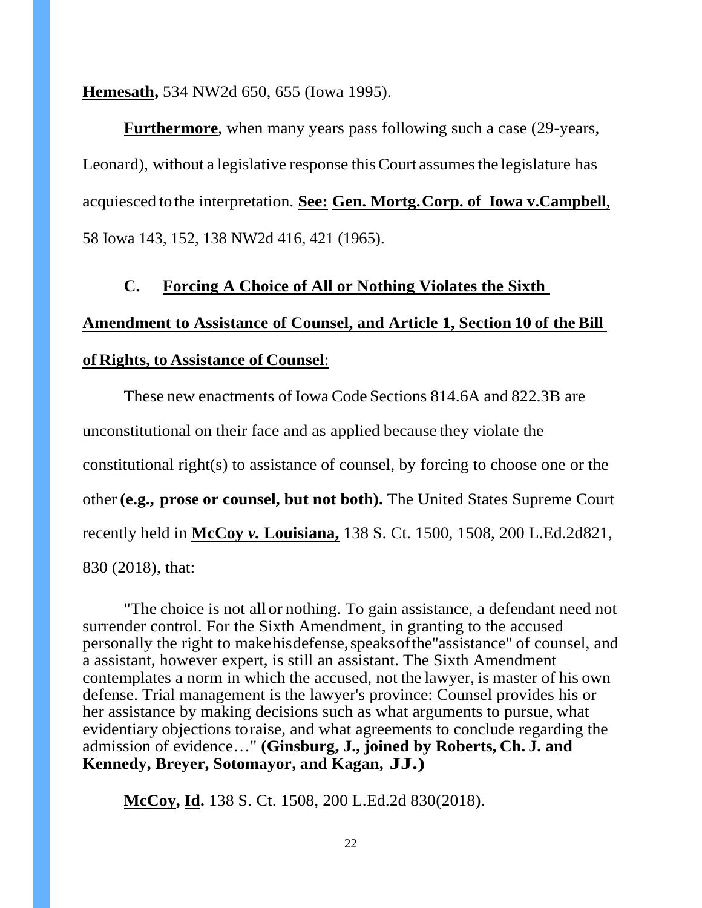**Hemesath,** 534 NW2d 650, 655 (Iowa 1995).

**Furthermore**, when many years pass following such a case (29-years, Leonard), without a legislative response this Court assumes the legislature has acquiesced to the interpretation. **See: Gen. Mortg. Corp. of Iowa v.Campbell**, 58 Iowa 143, 152, 138 NW2d 416, 421 (1965).

### C. Forcing A Choice of All or Nothing Violates the Sixth Amendment to Assistance of Counsel, and Article 1, Section 10 of the Bill of Rights, to Assistance of Counsel:

These new enactments of Iowa Code Sections 814.6A and 822.3B are unconstitutional on their face and as applied because they violate the constitutional right(s) to assistance of counsel, by forcing to choose one or the other **(e.g., prose or counsel, but not both).** The United States Supreme Court recently held in **McCoy *v.* Louisiana,** 138 S. Ct. 1500, 1508, 200 L.Ed.2d821, 830 (2018), that:

> "The choice is not all or nothing. To gain assistance, a defendant need not surrender control. For the Sixth Amendment, in granting to the accused personally the right to make his defense, speaks of the "assistance" of counsel, and a assistant, however expert, is still an assistant. The Sixth Amendment contemplates a norm in which the accused, not the lawyer, is master of his own defense. Trial management is the lawyer's province: Counsel provides his or her assistance by making decisions such as what arguments to pursue, what evidentiary objections to raise, and what agreements to conclude regarding the admission of evidence…" **(Ginsburg, J., joined by Roberts, Ch. J. and Kennedy, Breyer, Sotomayor, and Kagan, JJ.)**

**McCoy, Id.** 138 S. Ct. 1508, 200 L.Ed.2d 830(2018).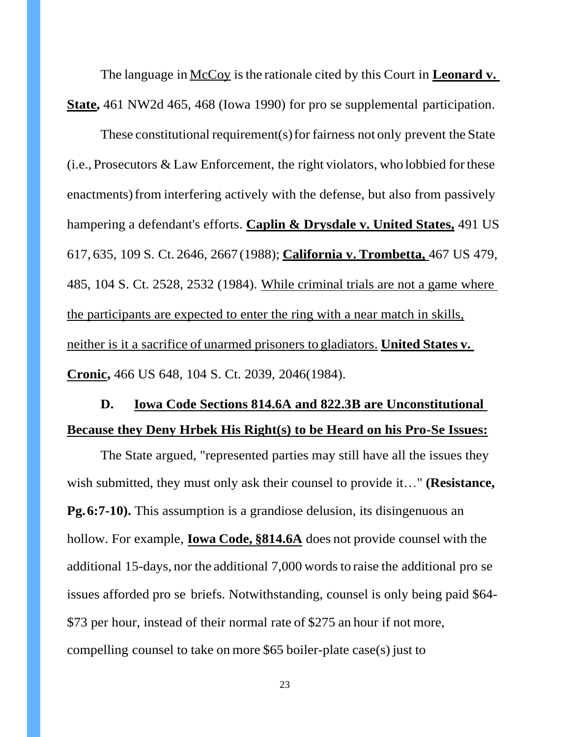The language in McCoy is the rationale cited by this Court in **Leonard v. State,** 461 NW2d 465, 468 (Iowa 1990) for pro se supplemental participation.

These constitutional requirement(s) for fairness not only prevent the State (i.e., Prosecutors & Law Enforcement, the right violators, who lobbied for these enactments) from interfering actively with the defense, but also from passively hampering a defendant's efforts. **Caplin & Drysdale v. United States,** 491 US 617, 635, 109 S. Ct. 2646, 2667 (1988); **California v. Trombetta,** 467 US 479, 485, 104 S. Ct. 2528, 2532 (1984). While criminal trials are not a game where the participants are expected to enter the ring with a near match in skills, neither is it a sacrifice of unarmed prisoners to gladiators. **United States v. Cronic,** 466 US 648, 104 S. Ct. 2039, 2046(1984).

### D. Iowa Code Sections 814.6A and 822.3B are Unconstitutional Because they Deny Hrbek His Right(s) to be Heard on his Pro-Se Issues:

The State argued, "represented parties may still have all the issues they wish submitted, they must only ask their counsel to provide it…" **(Resistance, Pg. 6:7-10).** This assumption is a grandiose delusion, its disingenuous an hollow. For example, **Iowa Code, §814.6A** does not provide counsel with the additional 15-days, nor the additional 7,000 words to raise the additional pro se issues afforded pro se briefs. Notwithstanding, counsel is only being paid $64-$73 per hour, instead of their normal rate of $275 an hour if not more, compelling counsel to take on more $65 boiler-plate case(s) just to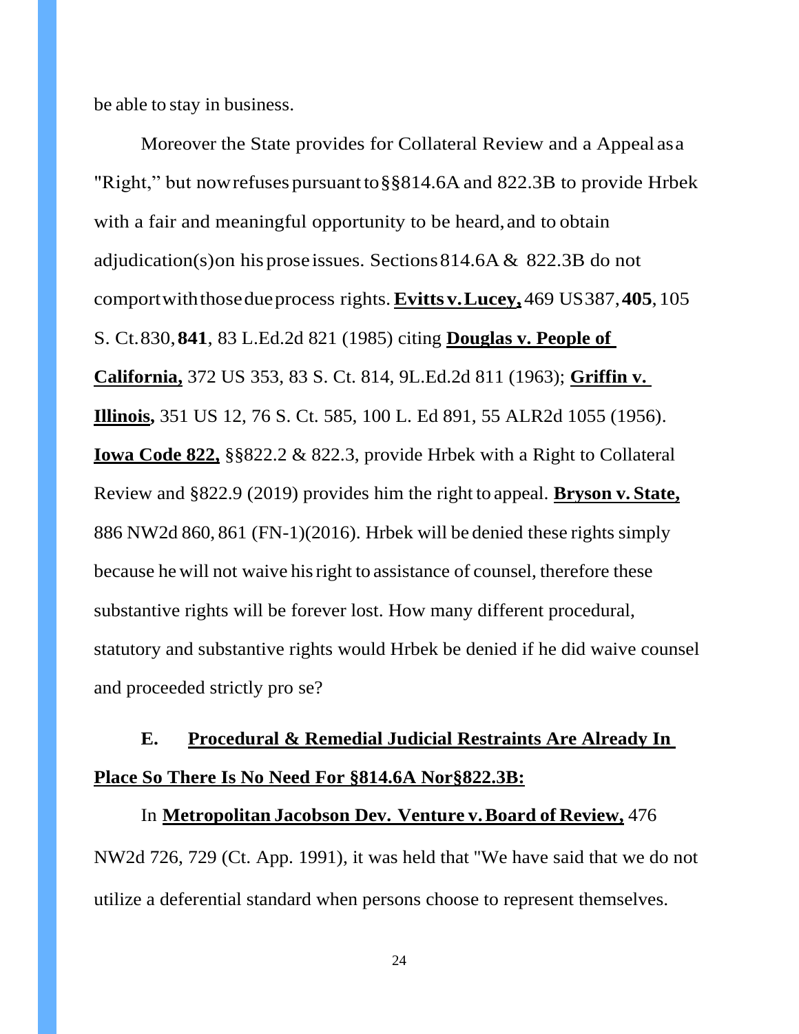be able to stay in business.

Moreover the State provides for Collateral Review and a Appeal as a "Right," but now refuses pursuant to §§814.6A and 822.3B to provide Hrbek with a fair and meaningful opportunity to be heard, and to obtain adjudication(s) on his prose issues. Sections 814.6A & 822.3B do not comport with those due process rights. **Evitts v. Lucey,** 469 US 387, **405**, 105 S. Ct. 830, **841**, 83 L.Ed.2d 821 (1985) citing **Douglas v. People of California,** 372 US 353, 83 S. Ct. 814, 9L.Ed.2d 811 (1963); **Griffin v. Illinois,** 351 US 12, 76 S. Ct. 585, 100 L. Ed 891, 55 ALR2d 1055 (1956). **Iowa Code 822,** §§822.2 & 822.3, provide Hrbek with a Right to Collateral Review and §822.9 (2019) provides him the right to appeal. **Bryson v. State,** 886 NW2d 860, 861 (FN-1)(2016). Hrbek will be denied these rights simply because he will not waive his right to assistance of counsel, therefore these substantive rights will be forever lost. How many different procedural, statutory and substantive rights would Hrbek be denied if he did waive counsel and proceeded strictly pro se?

### E. Procedural & Remedial Judicial Restraints Are Already In Place So There Is No Need For §814.6A Nor §822.3B:

In **Metropolitan Jacobson Dev. Venture v. Board of Review,** 476 NW2d 726, 729 (Ct. App. 1991), it was held that "We have said that we do not utilize a deferential standard when persons choose to represent themselves.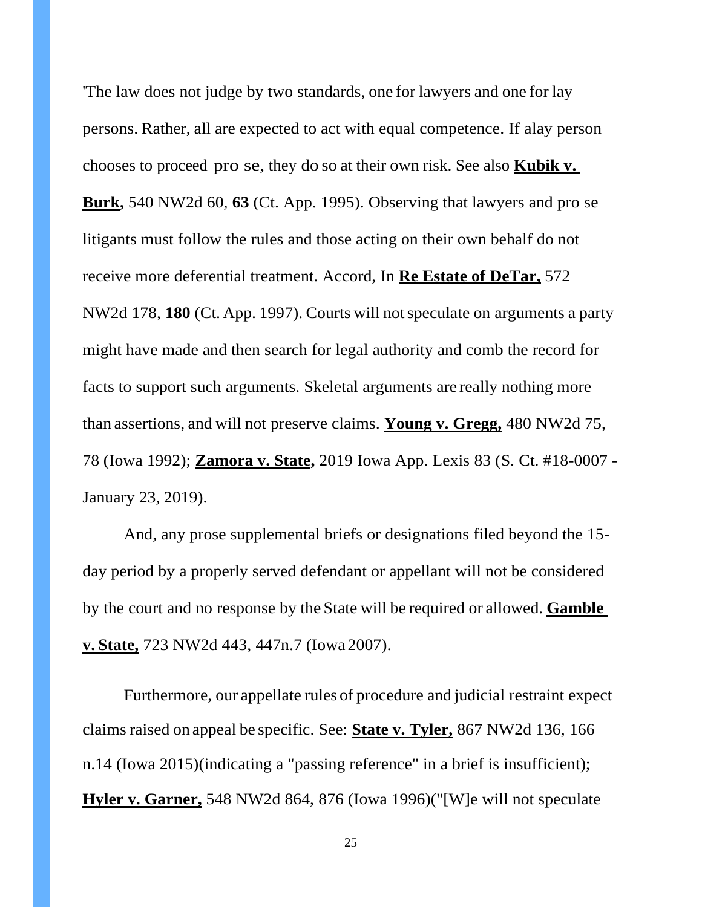'The law does not judge by two standards, one for lawyers and one for lay persons. Rather, all are expected to act with equal competence. If alay person chooses to proceed pro se, they do so at their own risk. See also **Kubik v. Burk,** 540 NW2d 60, **63** (Ct. App. 1995). Observing that lawyers and pro se litigants must follow the rules and those acting on their own behalf do not receive more deferential treatment. Accord, In **Re Estate of DeTar,** 572 NW2d 178, **180** (Ct. App. 1997). Courts will not speculate on arguments a party might have made and then search for legal authority and comb the record for facts to support such arguments. Skeletal arguments are really nothing more than assertions, and will not preserve claims. **Young v. Gregg,** 480 NW2d 75, 78 (Iowa 1992); **Zamora v. State,** 2019 Iowa App. Lexis 83 (S. Ct. #18-0007 - January 23, 2019).

And, any prose supplemental briefs or designations filed beyond the 15-day period by a properly served defendant or appellant will not be considered by the court and no response by the State will be required or allowed. **Gamble v. State,** 723 NW2d 443, 447n.7 (Iowa 2007).

Furthermore, our appellate rules of procedure and judicial restraint expect claims raised on appeal be specific. See: **State v. Tyler,** 867 NW2d 136, 166 n.14 (Iowa 2015)(indicating a "passing reference" in a brief is insufficient); **Hyler v. Garner,** 548 NW2d 864, 876 (Iowa 1996)("[W]e will not speculate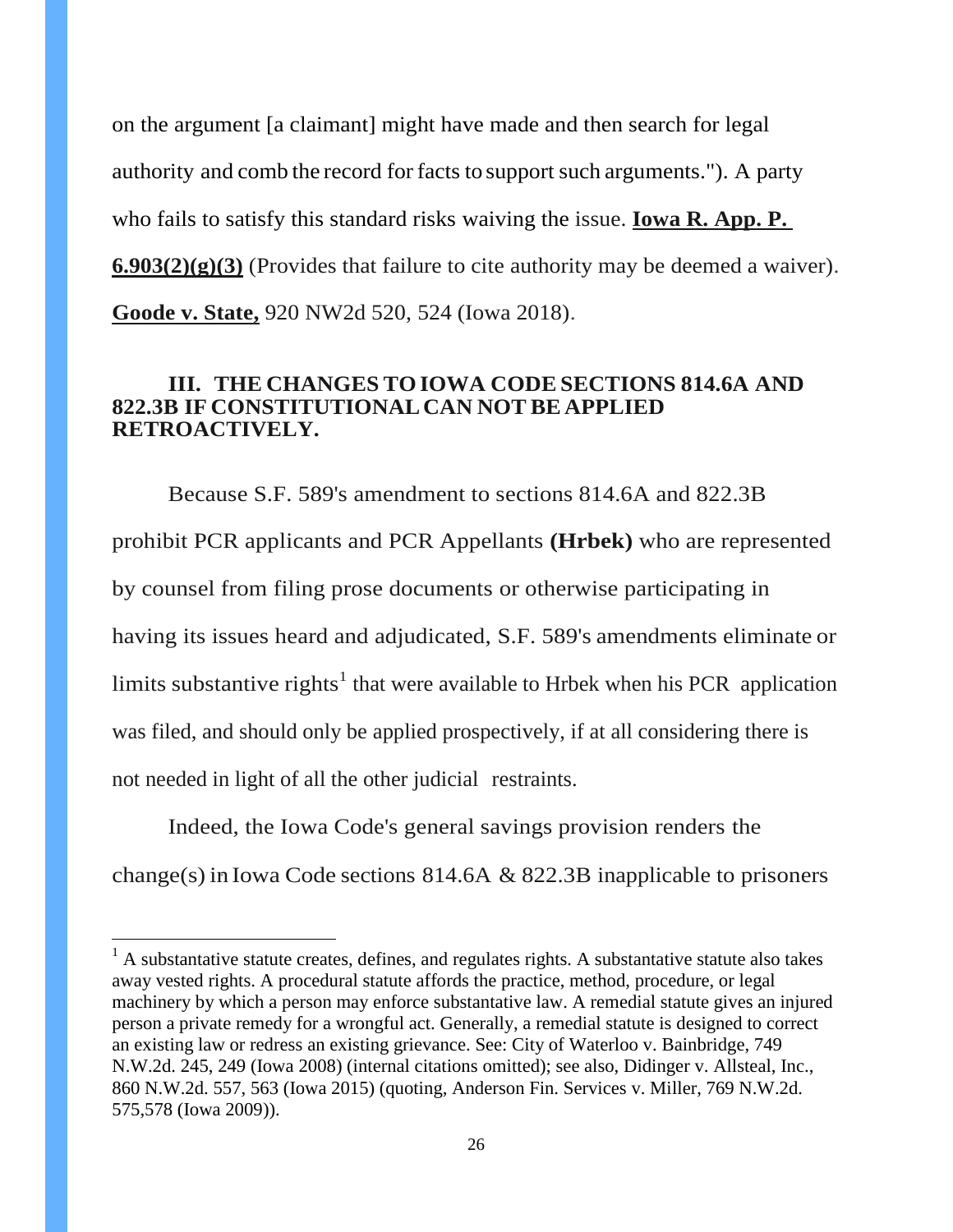on the argument [a claimant] might have made and then search for legal authority and comb the record for facts to support such arguments."). A party who fails to satisfy this standard risks waiving the issue. **Iowa R. App. P. 6.903(2)(g)(3)** (Provides that failure to cite authority may be deemed a waiver). **Goode v. State,** 920 NW2d 520, 524 (Iowa 2018).

## III. THE CHANGES TO IOWA CODE SECTIONS 814.6A AND 822.3B IF CONSTITUTIONAL CAN NOT BE APPLIED RETROACTIVELY.

Because S.F. 589's amendment to sections 814.6A and 822.3B prohibit PCR applicants and PCR Appellants **(Hrbek)** who are represented by counsel from filing prose documents or otherwise participating in having its issues heard and adjudicated, S.F. 589's amendments eliminate or limits substantive rights[1] that were available to Hrbek when his PCR application was filed, and should only be applied prospectively, if at all considering there is not needed in light of all the other judicial restraints.

Indeed, the Iowa Code's general savings provision renders the change(s) in Iowa Code sections 814.6A & 822.3B inapplicable to prisoners

---

[1] A substantative statute creates, defines, and regulates rights. A substantative statute also takes away vested rights. A procedural statute affords the practice, method, procedure, or legal machinery by which a person may enforce substantative law. A remedial statute gives an injured person a private remedy for a wrongful act. Generally, a remedial statute is designed to correct an existing law or redress an existing grievance. See: City of Waterloo v. Bainbridge, 749 N.W.2d. 245, 249 (Iowa 2008) (internal citations omitted); see also, Didinger v. Allsteal, Inc., 860 N.W.2d. 557, 563 (Iowa 2015) (quoting, Anderson Fin. Services v. Miller, 769 N.W.2d. 575,578 (Iowa 2009)).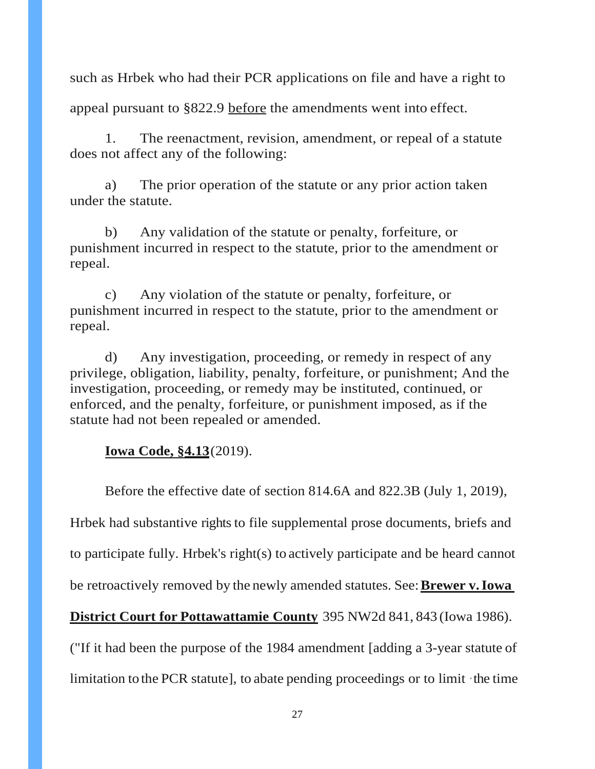such as Hrbek who had their PCR applications on file and have a right to appeal pursuant to §822.9 before the amendments went into effect.

> 1. The reenactment, revision, amendment, or repeal of a statute does not affect any of the following:
>
> a) The prior operation of the statute or any prior action taken under the statute.
>
> b) Any validation of the statute or penalty, forfeiture, or punishment incurred in respect to the statute, prior to the amendment or repeal.
>
> c) Any violation of the statute or penalty, forfeiture, or punishment incurred in respect to the statute, prior to the amendment or repeal.
>
> d) Any investigation, proceeding, or remedy in respect of any privilege, obligation, liability, penalty, forfeiture, or punishment; And the investigation, proceeding, or remedy may be instituted, continued, or enforced, and the penalty, forfeiture, or punishment imposed, as if the statute had not been repealed or amended.
>
> **Iowa Code, §4.13** (2019).

Before the effective date of section 814.6A and 822.3B (July 1, 2019), Hrbek had substantive rights to file supplemental prose documents, briefs and to participate fully. Hrbek's right(s) to actively participate and be heard cannot be retroactively removed by the newly amended statutes. See: **Brewer v. Iowa District Court for Pottawattamie County** 395 NW2d 841, 843 (Iowa 1986). ("If it had been the purpose of the 1984 amendment [adding a 3-year statute of limitation to the PCR statute], to abate pending proceedings or to limit the time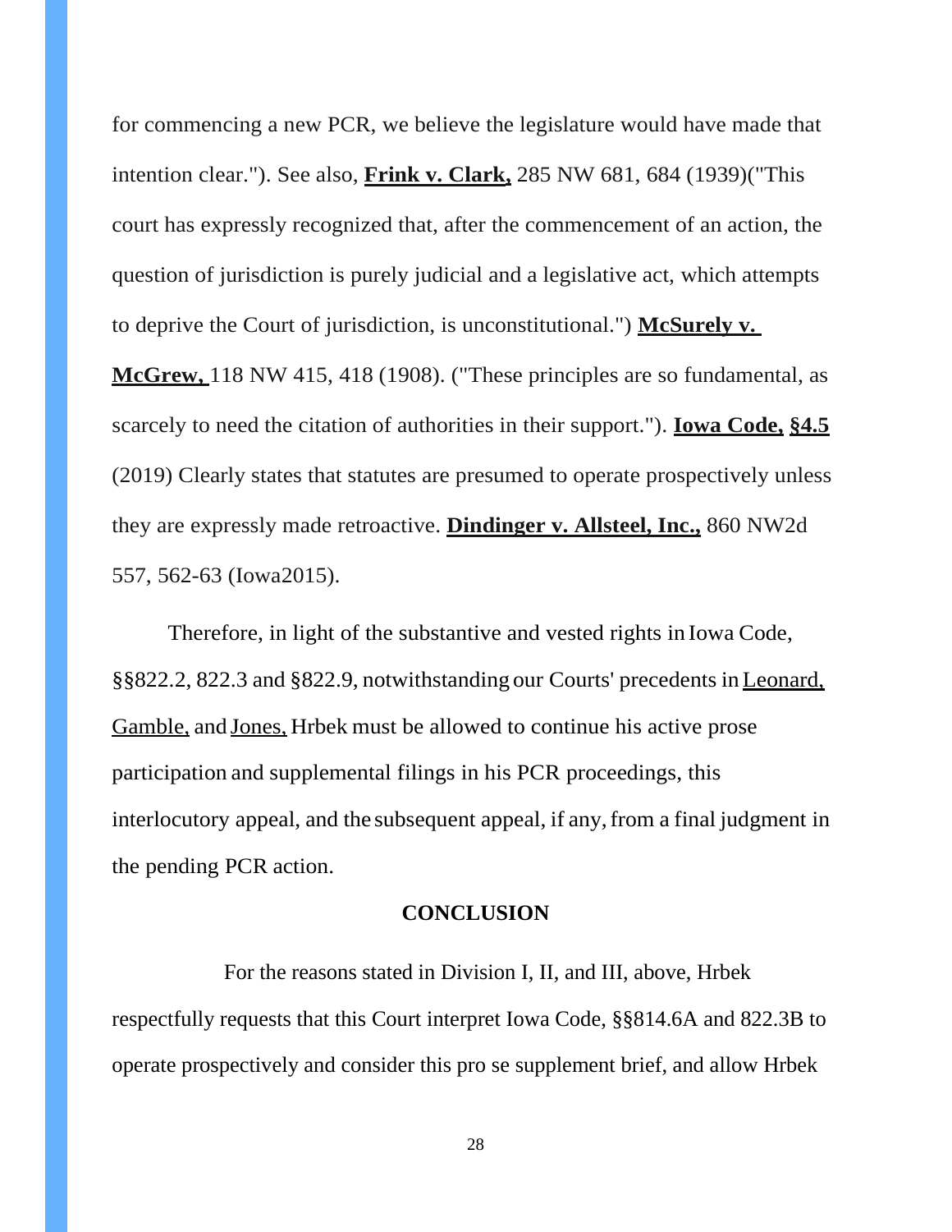for commencing a new PCR, we believe the legislature would have made that intention clear."). See also, **Frink v. Clark,** 285 NW 681, 684 (1939)("This court has expressly recognized that, after the commencement of an action, the question of jurisdiction is purely judicial and a legislative act, which attempts to deprive the Court of jurisdiction, is unconstitutional.") **McSurely v. McGrew,** 118 NW 415, 418 (1908). ("These principles are so fundamental, as scarcely to need the citation of authorities in their support."). **Iowa Code, §4.5** (2019) Clearly states that statutes are presumed to operate prospectively unless they are expressly made retroactive. **Dindinger v. Allsteel, Inc.,** 860 NW2d 557, 562-63 (Iowa2015).

Therefore, in light of the substantive and vested rights in Iowa Code, §§822.2, 822.3 and §822.9, notwithstanding our Courts' precedents in Leonard, Gamble, and Jones, Hrbek must be allowed to continue his active prose participation and supplemental filings in his PCR proceedings, this interlocutory appeal, and the subsequent appeal, if any, from a final judgment in the pending PCR action.

## CONCLUSION

For the reasons stated in Division I, II, and III, above, Hrbek respectfully requests that this Court interpret Iowa Code, §§814.6A and 822.3B to operate prospectively and consider this pro se supplement brief, and allow Hrbek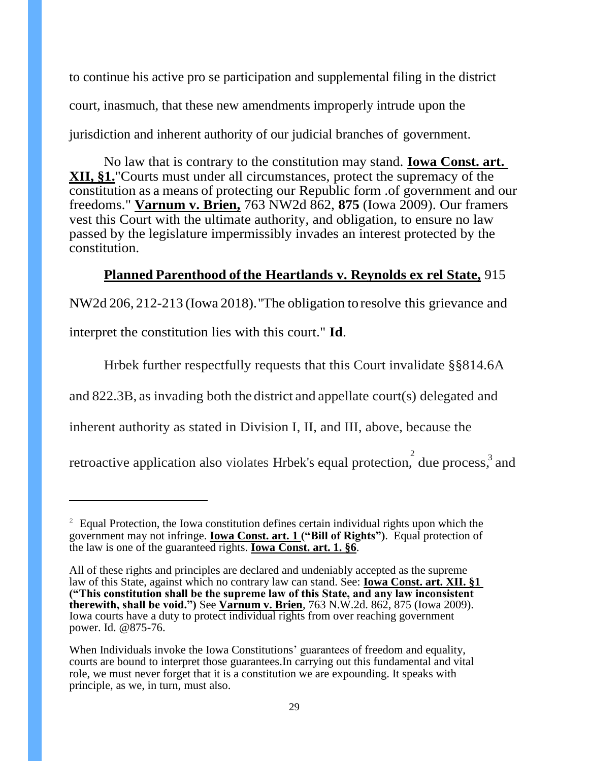to continue his active pro se participation and supplemental filing in the district court, inasmuch, that these new amendments improperly intrude upon the jurisdiction and inherent authority of our judicial branches of government.

No law that is contrary to the constitution may stand. **Iowa Const. art. XII, §1.**"Courts must under all circumstances, protect the supremacy of the constitution as a means of protecting our Republic form .of government and our freedoms." **Varnum v. Brien,** 763 NW2d 862, **875** (Iowa 2009). Our framers vest this Court with the ultimate authority, and obligation, to ensure no law passed by the legislature impermissibly invades an interest protected by the constitution.

**Planned Parenthood of the Heartlands v. Reynolds ex rel State,** 915 NW2d 206, 212-213 (Iowa 2018)."The obligation to resolve this grievance and interpret the constitution lies with this court." **Id**.

Hrbek further respectfully requests that this Court invalidate §§814.6A and 822.3B, as invading both the district and appellate court(s) delegated and inherent authority as stated in Division I, II, and III, above, because the retroactive application also violates Hrbek's equal protection,[2] due process,[3] and

---

[2] Equal Protection, the Iowa constitution defines certain individual rights upon which the government may not infringe. **Iowa Const. art. 1 ("Bill of Rights")**. Equal protection of the law is one of the guaranteed rights. **Iowa Const. art. 1. §6**.

All of these rights and principles are declared and undeniably accepted as the supreme law of this State, against which no contrary law can stand. See: **Iowa Const. art. XII. §1 ("This constitution shall be the supreme law of this State, and any law inconsistent therewith, shall be void.")** See **Varnum v. Brien**, 763 N.W.2d. 862, 875 (Iowa 2009). Iowa courts have a duty to protect individual rights from over reaching government power. Id. @875-76.

When Individuals invoke the Iowa Constitutions' guarantees of freedom and equality, courts are bound to interpret those guarantees.In carrying out this fundamental and vital role, we must never forget that it is a constitution we are expounding. It speaks with principle, as we, in turn, must also.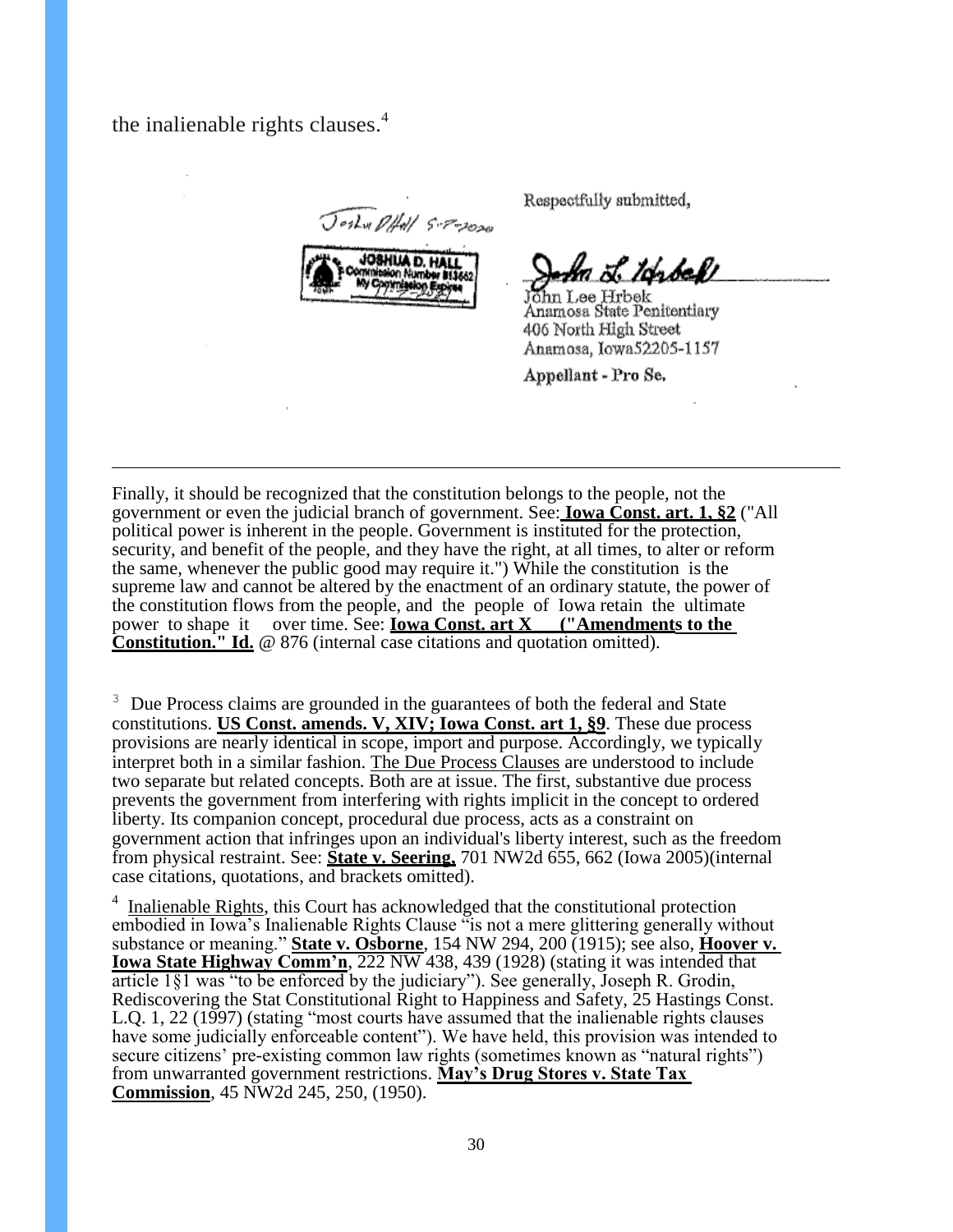the inalienable rights clauses.[4]

Joshua D Hall 5-7-2020

JOSHUA D. HALL
Commission Number 813662
My Commission Expires

Respectfully submitted,

John L. Hrbek

John Lee Hrbek
Anamosa State Penitentiary
406 North High Street
Anamosa, Iowa52205-1157

Appellant - Pro Se.

---

Finally, it should be recognized that the constitution belongs to the people, not the government or even the judicial branch of government. See: **Iowa Const. art. 1, §2** ("All political power is inherent in the people. Government is instituted for the protection, security, and benefit of the people, and they have the right, at all times, to alter or reform the same, whenever the public good may require it.") While the constitution is the supreme law and cannot be altered by the enactment of an ordinary statute, the power of the constitution flows from the people, and the people of Iowa retain the ultimate power to shape it over time. See: **Iowa Const. art X ("Amendments to the Constitution." Id.** @ 876 (internal case citations and quotation omitted).

[3] Due Process claims are grounded in the guarantees of both the federal and State constitutions. **US Const. amends. V, XIV; Iowa Const. art 1, §9**. These due process provisions are nearly identical in scope, import and purpose. Accordingly, we typically interpret both in a similar fashion. The Due Process Clauses are understood to include two separate but related concepts. Both are at issue. The first, substantive due process prevents the government from interfering with rights implicit in the concept to ordered liberty. Its companion concept, procedural due process, acts as a constraint on government action that infringes upon an individual's liberty interest, such as the freedom from physical restraint. See: **State v. Seering,** 701 NW2d 655, 662 (Iowa 2005)(internal case citations, quotations, and brackets omitted).

[4] Inalienable Rights, this Court has acknowledged that the constitutional protection embodied in Iowa's Inalienable Rights Clause "is not a mere glittering generally without substance or meaning." **State v. Osborne**, 154 NW 294, 200 (1915); see also, **Hoover v. Iowa State Highway Comm'n**, 222 NW 438, 439 (1928) (stating it was intended that article 1§1 was "to be enforced by the judiciary"). See generally, Joseph R. Grodin, Rediscovering the Stat Constitutional Right to Happiness and Safety, 25 Hastings Const. L.Q. 1, 22 (1997) (stating "most courts have assumed that the inalienable rights clauses have some judicially enforceable content"). We have held, this provision was intended to secure citizens' pre-existing common law rights (sometimes known as "natural rights") from unwarranted government restrictions. **May's Drug Stores v. State Tax Commission**, 45 NW2d 245, 250, (1950).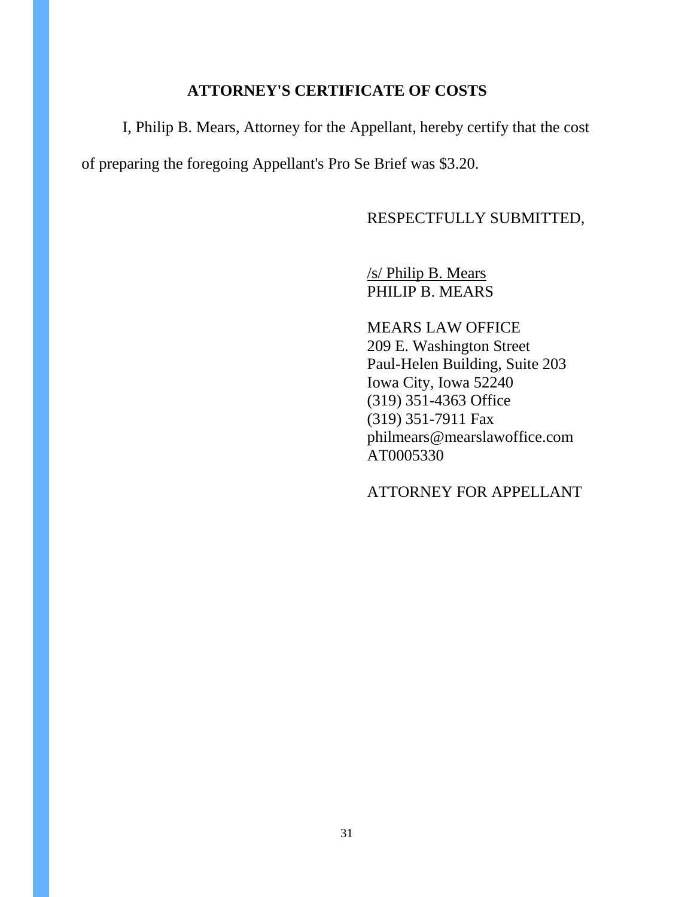## ATTORNEY'S CERTIFICATE OF COSTS

I, Philip B. Mears, Attorney for the Appellant, hereby certify that the cost of preparing the foregoing Appellant's Pro Se Brief was $3.20.

RESPECTFULLY SUBMITTED,

/s/ Philip B. Mears
PHILIP B. MEARS

MEARS LAW OFFICE
209 E. Washington Street
Paul-Helen Building, Suite 203
Iowa City, Iowa 52240
(319) 351-4363 Office
(319) 351-7911 Fax
philmears@mearslawoffice.com
AT0005330

ATTORNEY FOR APPELLANT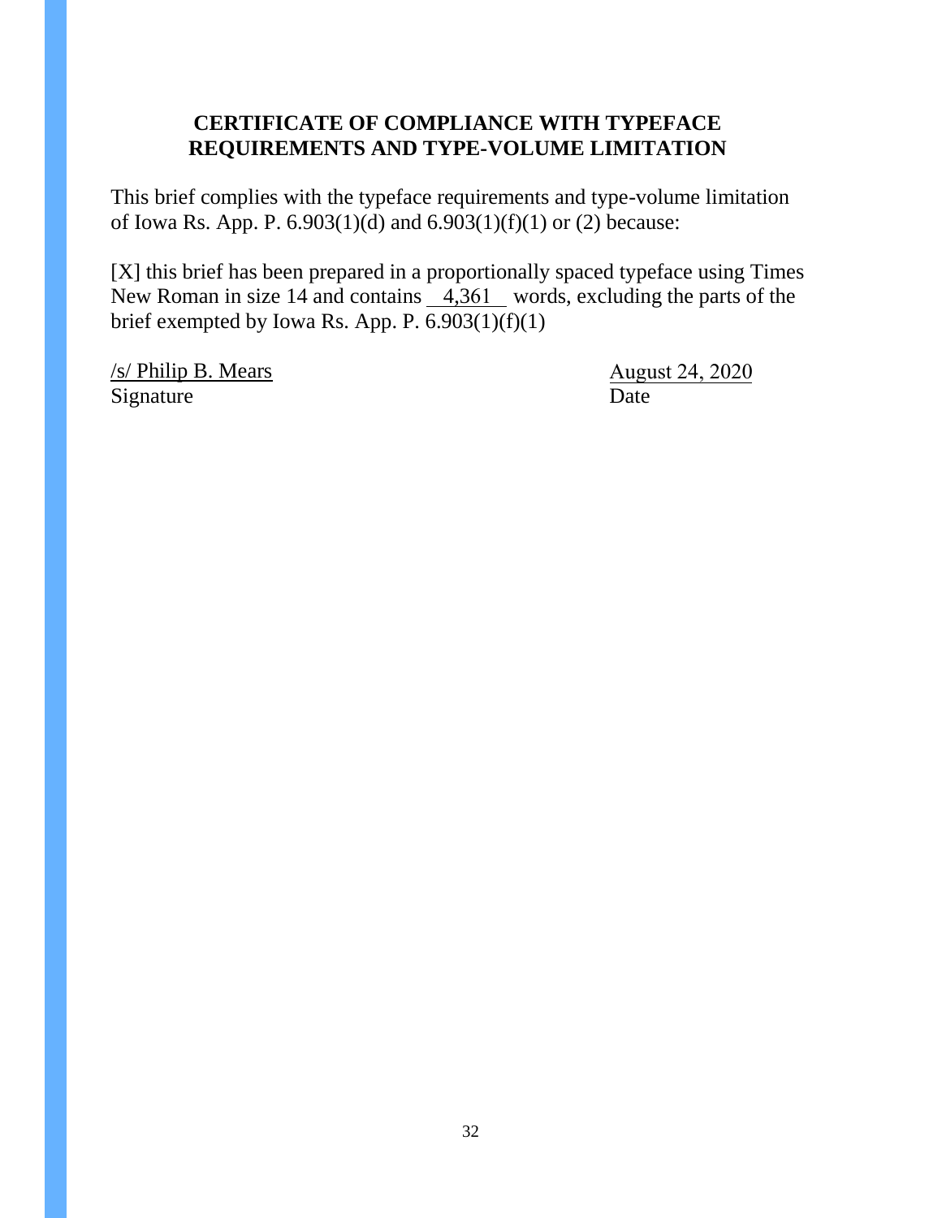## CERTIFICATE OF COMPLIANCE WITH TYPEFACE REQUIREMENTS AND TYPE-VOLUME LIMITATION

This brief complies with the typeface requirements and type-volume limitation of Iowa Rs. App. P. 6.903(1)(d) and 6.903(1)(f)(1) or (2) because:

[X] this brief has been prepared in a proportionally spaced typeface using Times New Roman in size 14 and contains 4,361 words, excluding the parts of the brief exempted by Iowa Rs. App. P. 6.903(1)(f)(1)

/s/ Philip B. Mears
Signature

August 24, 2020
Date